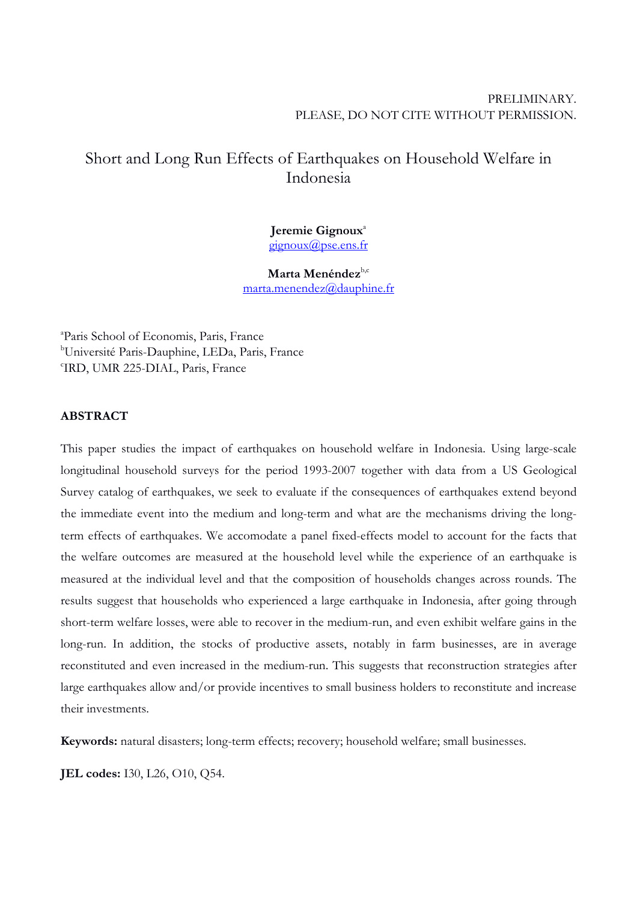PRELIMINARY.
PLEASE, DO NOT CITE WITHOUT PERMISSION.

# Short and Long Run Effects of Earthquakes on Household Welfare in Indonesia

**Jeremie Gignoux**[a]
gignoux@pse.ens.fr

**Marta Menéndez**[b,c]
marta.menendez@dauphine.fr

[a]Paris School of Economis, Paris, France
[b]Université Paris-Dauphine, LEDa, Paris, France
[c]IRD, UMR 225-DIAL, Paris, France

**ABSTRACT**

This paper studies the impact of earthquakes on household welfare in Indonesia. Using large-scale longitudinal household surveys for the period 1993-2007 together with data from a US Geological Survey catalog of earthquakes, we seek to evaluate if the consequences of earthquakes extend beyond the immediate event into the medium and long-term and what are the mechanisms driving the long-term effects of earthquakes. We accomodate a panel fixed-effects model to account for the facts that the welfare outcomes are measured at the household level while the experience of an earthquake is measured at the individual level and that the composition of households changes across rounds. The results suggest that households who experienced a large earthquake in Indonesia, after going through short-term welfare losses, were able to recover in the medium-run, and even exhibit welfare gains in the long-run. In addition, the stocks of productive assets, notably in farm businesses, are in average reconstituted and even increased in the medium-run. This suggests that reconstruction strategies after large earthquakes allow and/or provide incentives to small business holders to reconstitute and increase their investments.

**Keywords:** natural disasters; long-term effects; recovery; household welfare; small businesses.

**JEL codes:** I30, L26, O10, Q54.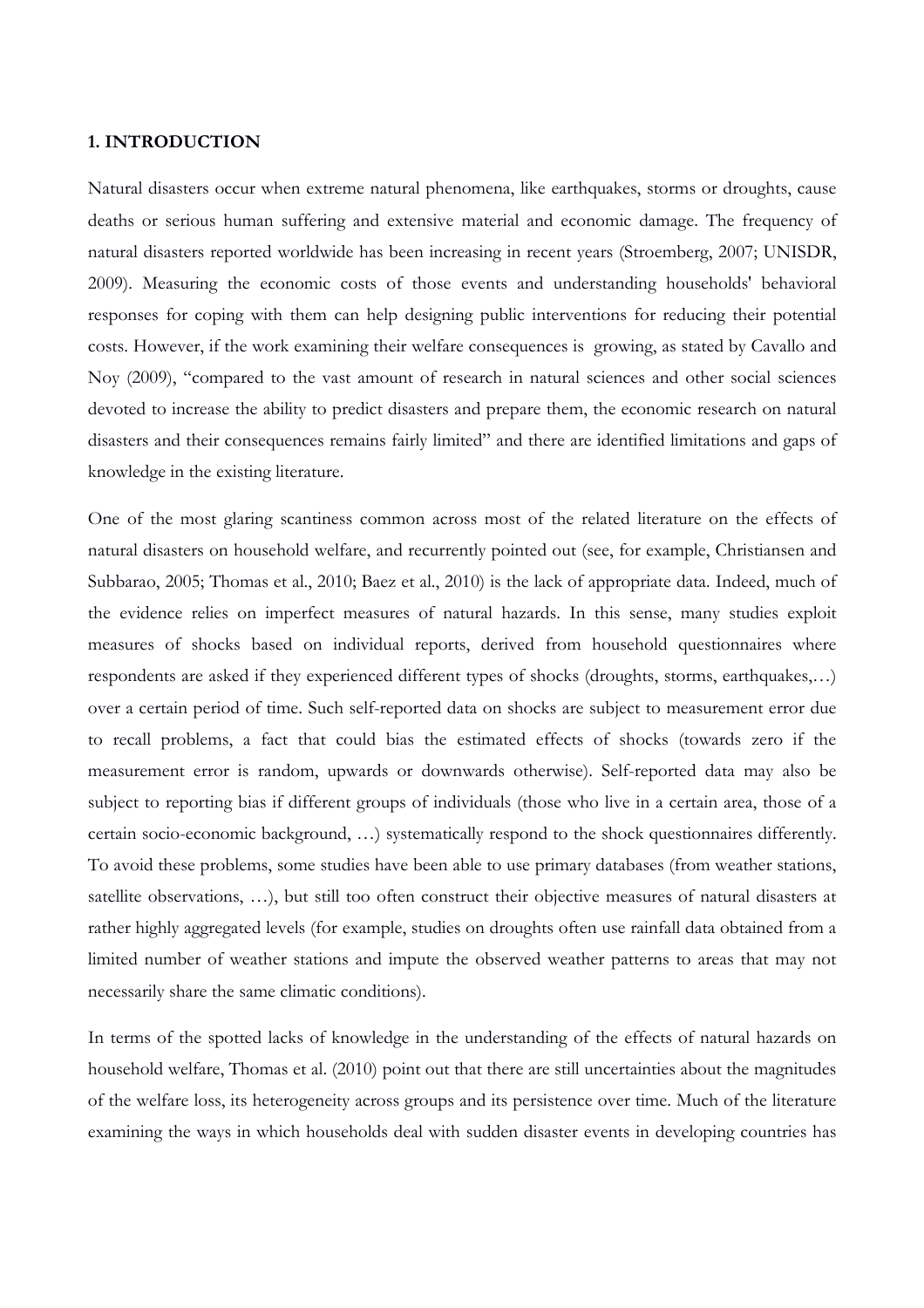## 1. INTRODUCTION

Natural disasters occur when extreme natural phenomena, like earthquakes, storms or droughts, cause deaths or serious human suffering and extensive material and economic damage. The frequency of natural disasters reported worldwide has been increasing in recent years (Stroemberg, 2007; UNISDR, 2009). Measuring the economic costs of those events and understanding households' behavioral responses for coping with them can help designing public interventions for reducing their potential costs. However, if the work examining their welfare consequences is growing, as stated by Cavallo and Noy (2009), "compared to the vast amount of research in natural sciences and other social sciences devoted to increase the ability to predict disasters and prepare them, the economic research on natural disasters and their consequences remains fairly limited" and there are identified limitations and gaps of knowledge in the existing literature.

One of the most glaring scantiness common across most of the related literature on the effects of natural disasters on household welfare, and recurrently pointed out (see, for example, Christiansen and Subbarao, 2005; Thomas et al., 2010; Baez et al., 2010) is the lack of appropriate data. Indeed, much of the evidence relies on imperfect measures of natural hazards. In this sense, many studies exploit measures of shocks based on individual reports, derived from household questionnaires where respondents are asked if they experienced different types of shocks (droughts, storms, earthquakes,…) over a certain period of time. Such self-reported data on shocks are subject to measurement error due to recall problems, a fact that could bias the estimated effects of shocks (towards zero if the measurement error is random, upwards or downwards otherwise). Self-reported data may also be subject to reporting bias if different groups of individuals (those who live in a certain area, those of a certain socio-economic background, …) systematically respond to the shock questionnaires differently. To avoid these problems, some studies have been able to use primary databases (from weather stations, satellite observations, …), but still too often construct their objective measures of natural disasters at rather highly aggregated levels (for example, studies on droughts often use rainfall data obtained from a limited number of weather stations and impute the observed weather patterns to areas that may not necessarily share the same climatic conditions).

In terms of the spotted lacks of knowledge in the understanding of the effects of natural hazards on household welfare, Thomas et al. (2010) point out that there are still uncertainties about the magnitudes of the welfare loss, its heterogeneity across groups and its persistence over time. Much of the literature examining the ways in which households deal with sudden disaster events in developing countries has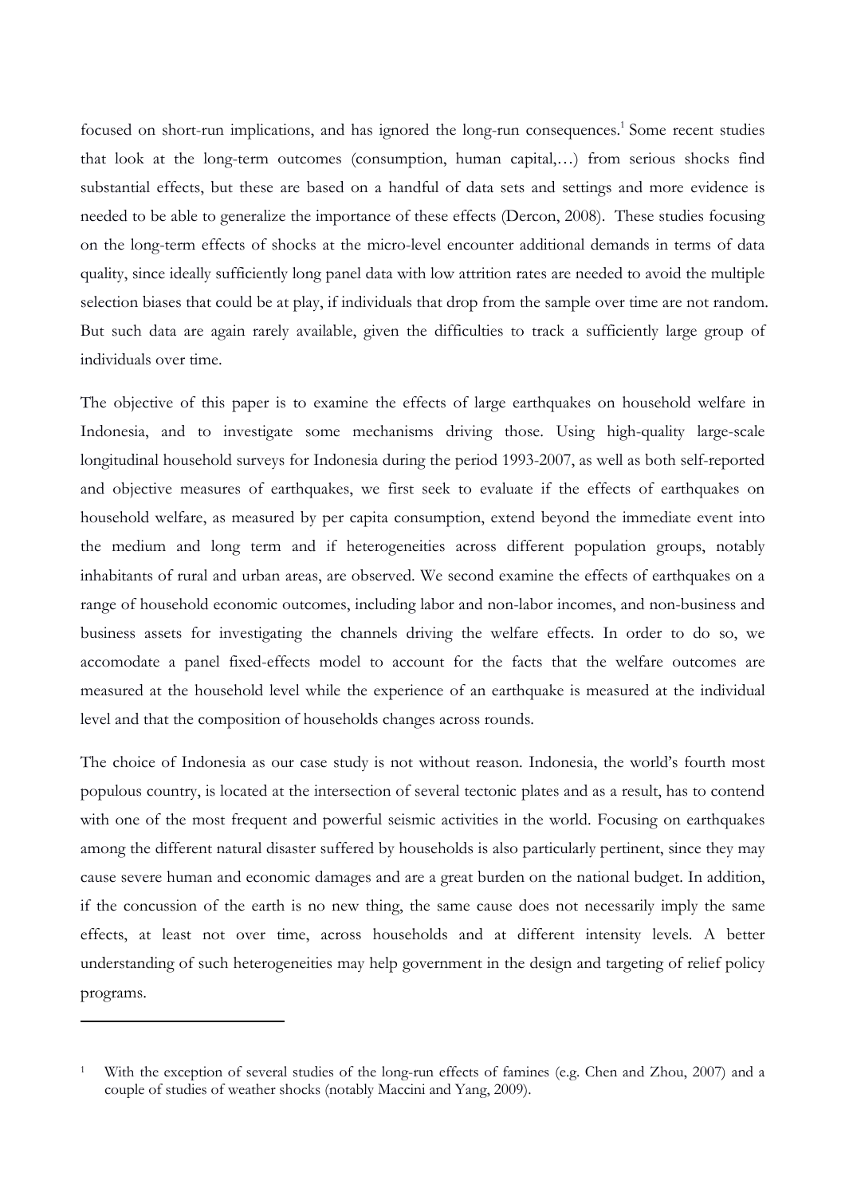focused on short-run implications, and has ignored the long-run consequences.[1] Some recent studies that look at the long-term outcomes (consumption, human capital,…) from serious shocks find substantial effects, but these are based on a handful of data sets and settings and more evidence is needed to be able to generalize the importance of these effects (Dercon, 2008). These studies focusing on the long-term effects of shocks at the micro-level encounter additional demands in terms of data quality, since ideally sufficiently long panel data with low attrition rates are needed to avoid the multiple selection biases that could be at play, if individuals that drop from the sample over time are not random. But such data are again rarely available, given the difficulties to track a sufficiently large group of individuals over time.

The objective of this paper is to examine the effects of large earthquakes on household welfare in Indonesia, and to investigate some mechanisms driving those. Using high-quality large-scale longitudinal household surveys for Indonesia during the period 1993-2007, as well as both self-reported and objective measures of earthquakes, we first seek to evaluate if the effects of earthquakes on household welfare, as measured by per capita consumption, extend beyond the immediate event into the medium and long term and if heterogeneities across different population groups, notably inhabitants of rural and urban areas, are observed. We second examine the effects of earthquakes on a range of household economic outcomes, including labor and non-labor incomes, and non-business and business assets for investigating the channels driving the welfare effects. In order to do so, we accomodate a panel fixed-effects model to account for the facts that the welfare outcomes are measured at the household level while the experience of an earthquake is measured at the individual level and that the composition of households changes across rounds.

The choice of Indonesia as our case study is not without reason. Indonesia, the world's fourth most populous country, is located at the intersection of several tectonic plates and as a result, has to contend with one of the most frequent and powerful seismic activities in the world. Focusing on earthquakes among the different natural disaster suffered by households is also particularly pertinent, since they may cause severe human and economic damages and are a great burden on the national budget. In addition, if the concussion of the earth is no new thing, the same cause does not necessarily imply the same effects, at least not over time, across households and at different intensity levels. A better understanding of such heterogeneities may help government in the design and targeting of relief policy programs.

---

[1] With the exception of several studies of the long-run effects of famines (e.g. Chen and Zhou, 2007) and a couple of studies of weather shocks (notably Maccini and Yang, 2009).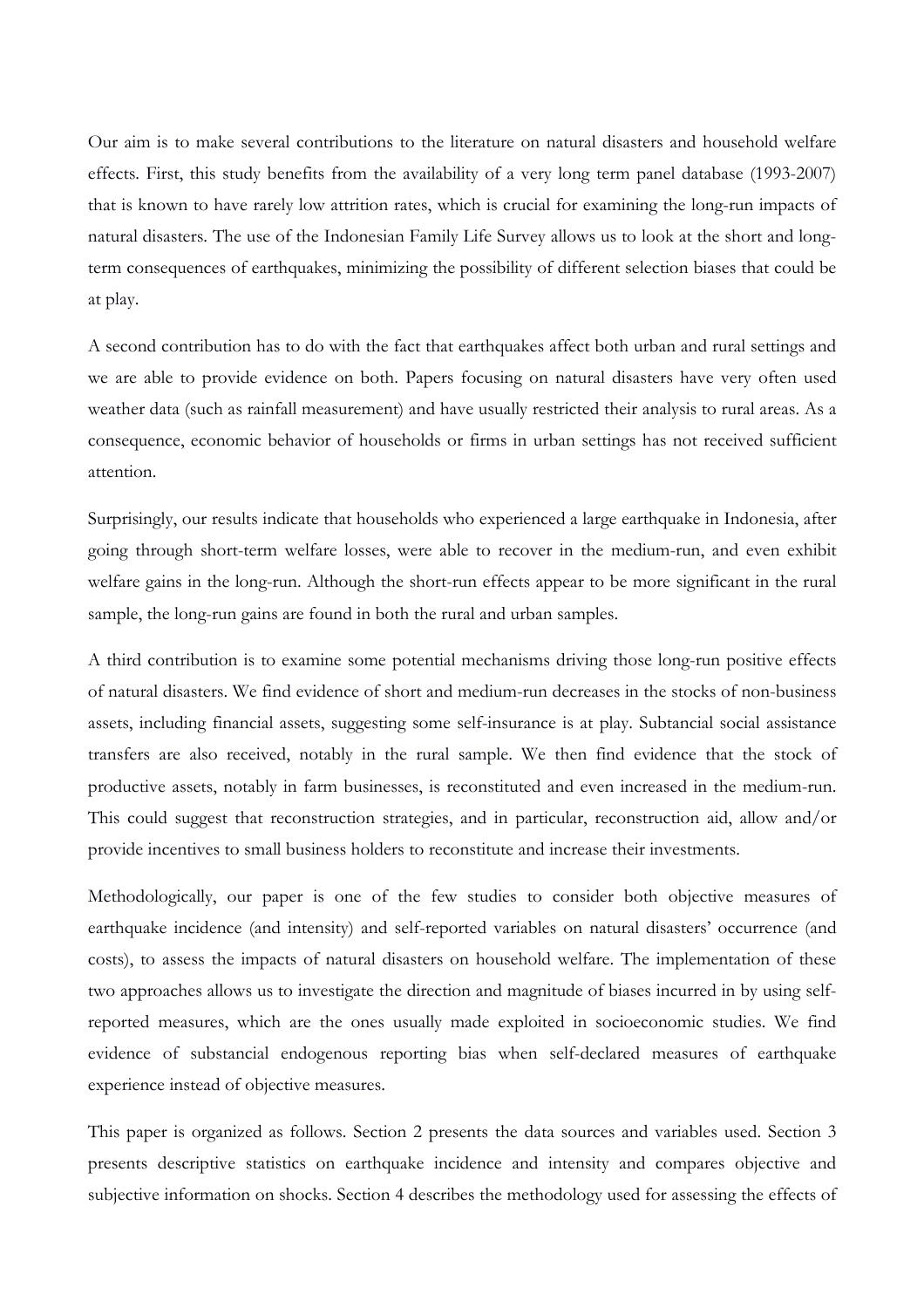Our aim is to make several contributions to the literature on natural disasters and household welfare effects. First, this study benefits from the availability of a very long term panel database (1993-2007) that is known to have rarely low attrition rates, which is crucial for examining the long-run impacts of natural disasters. The use of the Indonesian Family Life Survey allows us to look at the short and long-term consequences of earthquakes, minimizing the possibility of different selection biases that could be at play.

A second contribution has to do with the fact that earthquakes affect both urban and rural settings and we are able to provide evidence on both. Papers focusing on natural disasters have very often used weather data (such as rainfall measurement) and have usually restricted their analysis to rural areas. As a consequence, economic behavior of households or firms in urban settings has not received sufficient attention.

Surprisingly, our results indicate that households who experienced a large earthquake in Indonesia, after going through short-term welfare losses, were able to recover in the medium-run, and even exhibit welfare gains in the long-run. Although the short-run effects appear to be more significant in the rural sample, the long-run gains are found in both the rural and urban samples.

A third contribution is to examine some potential mechanisms driving those long-run positive effects of natural disasters. We find evidence of short and medium-run decreases in the stocks of non-business assets, including financial assets, suggesting some self-insurance is at play. Subtancial social assistance transfers are also received, notably in the rural sample. We then find evidence that the stock of productive assets, notably in farm businesses, is reconstituted and even increased in the medium-run. This could suggest that reconstruction strategies, and in particular, reconstruction aid, allow and/or provide incentives to small business holders to reconstitute and increase their investments.

Methodologically, our paper is one of the few studies to consider both objective measures of earthquake incidence (and intensity) and self-reported variables on natural disasters' occurrence (and costs), to assess the impacts of natural disasters on household welfare. The implementation of these two approaches allows us to investigate the direction and magnitude of biases incurred in by using self-reported measures, which are the ones usually made exploited in socioeconomic studies. We find evidence of substancial endogenous reporting bias when self-declared measures of earthquake experience instead of objective measures.

This paper is organized as follows. Section 2 presents the data sources and variables used. Section 3 presents descriptive statistics on earthquake incidence and intensity and compares objective and subjective information on shocks. Section 4 describes the methodology used for assessing the effects of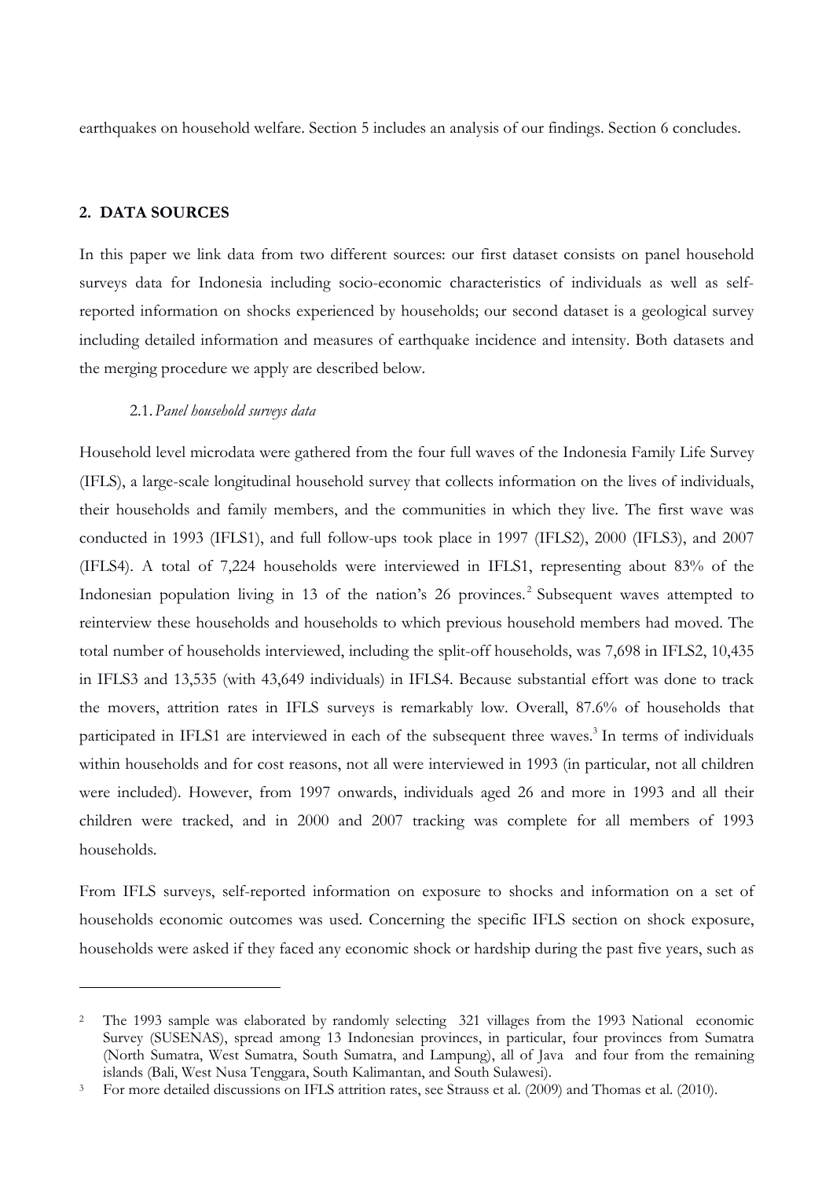earthquakes on household welfare. Section 5 includes an analysis of our findings. Section 6 concludes.

## 2. DATA SOURCES

In this paper we link data from two different sources: our first dataset consists on panel household surveys data for Indonesia including socio-economic characteristics of individuals as well as self-reported information on shocks experienced by households; our second dataset is a geological survey including detailed information and measures of earthquake incidence and intensity. Both datasets and the merging procedure we apply are described below.

### 2.1. *Panel household surveys data*

Household level microdata were gathered from the four full waves of the Indonesia Family Life Survey (IFLS), a large-scale longitudinal household survey that collects information on the lives of individuals, their households and family members, and the communities in which they live. The first wave was conducted in 1993 (IFLS1), and full follow-ups took place in 1997 (IFLS2), 2000 (IFLS3), and 2007 (IFLS4). A total of 7,224 households were interviewed in IFLS1, representing about 83% of the Indonesian population living in 13 of the nation's 26 provinces.[2] Subsequent waves attempted to reinterview these households and households to which previous household members had moved. The total number of households interviewed, including the split-off households, was 7,698 in IFLS2, 10,435 in IFLS3 and 13,535 (with 43,649 individuals) in IFLS4. Because substantial effort was done to track the movers, attrition rates in IFLS surveys is remarkably low. Overall, 87.6% of households that participated in IFLS1 are interviewed in each of the subsequent three waves.[3] In terms of individuals within households and for cost reasons, not all were interviewed in 1993 (in particular, not all children were included). However, from 1997 onwards, individuals aged 26 and more in 1993 and all their children were tracked, and in 2000 and 2007 tracking was complete for all members of 1993 households.

From IFLS surveys, self-reported information on exposure to shocks and information on a set of households economic outcomes was used. Concerning the specific IFLS section on shock exposure, households were asked if they faced any economic shock or hardship during the past five years, such as

---

[2] The 1993 sample was elaborated by randomly selecting 321 villages from the 1993 National economic Survey (SUSENAS), spread among 13 Indonesian provinces, in particular, four provinces from Sumatra (North Sumatra, West Sumatra, South Sumatra, and Lampung), all of Java and four from the remaining islands (Bali, West Nusa Tenggara, South Kalimantan, and South Sulawesi).

[3] For more detailed discussions on IFLS attrition rates, see Strauss et al. (2009) and Thomas et al. (2010).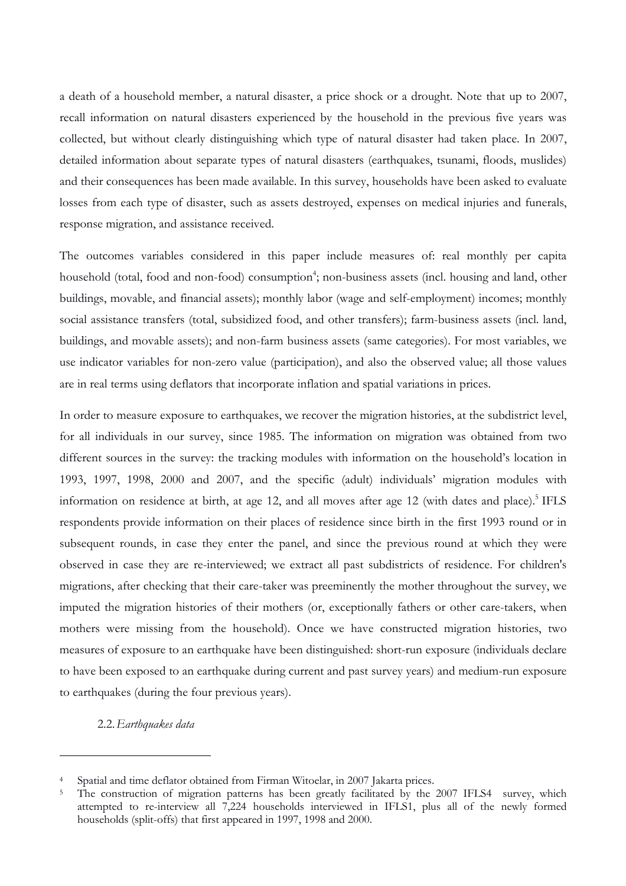a death of a household member, a natural disaster, a price shock or a drought. Note that up to 2007, recall information on natural disasters experienced by the household in the previous five years was collected, but without clearly distinguishing which type of natural disaster had taken place. In 2007, detailed information about separate types of natural disasters (earthquakes, tsunami, floods, muslides) and their consequences has been made available. In this survey, households have been asked to evaluate losses from each type of disaster, such as assets destroyed, expenses on medical injuries and funerals, response migration, and assistance received.

The outcomes variables considered in this paper include measures of: real monthly per capita household (total, food and non-food) consumption[4]; non-business assets (incl. housing and land, other buildings, movable, and financial assets); monthly labor (wage and self-employment) incomes; monthly social assistance transfers (total, subsidized food, and other transfers); farm-business assets (incl. land, buildings, and movable assets); and non-farm business assets (same categories). For most variables, we use indicator variables for non-zero value (participation), and also the observed value; all those values are in real terms using deflators that incorporate inflation and spatial variations in prices.

In order to measure exposure to earthquakes, we recover the migration histories, at the subdistrict level, for all individuals in our survey, since 1985. The information on migration was obtained from two different sources in the survey: the tracking modules with information on the household's location in 1993, 1997, 1998, 2000 and 2007, and the specific (adult) individuals' migration modules with information on residence at birth, at age 12, and all moves after age 12 (with dates and place).[5] IFLS respondents provide information on their places of residence since birth in the first 1993 round or in subsequent rounds, in case they enter the panel, and since the previous round at which they were observed in case they are re-interviewed; we extract all past subdistricts of residence. For children's migrations, after checking that their care-taker was preeminently the mother throughout the survey, we imputed the migration histories of their mothers (or, exceptionally fathers or other care-takers, when mothers were missing from the household). Once we have constructed migration histories, two measures of exposure to an earthquake have been distinguished: short-run exposure (individuals declare to have been exposed to an earthquake during current and past survey years) and medium-run exposure to earthquakes (during the four previous years).

### 2.2. *Earthquakes data*

---

[4] Spatial and time deflator obtained from Firman Witoelar, in 2007 Jakarta prices.

[5] The construction of migration patterns has been greatly facilitated by the 2007 IFLS4 survey, which attempted to re-interview all 7,224 households interviewed in IFLS1, plus all of the newly formed households (split-offs) that first appeared in 1997, 1998 and 2000.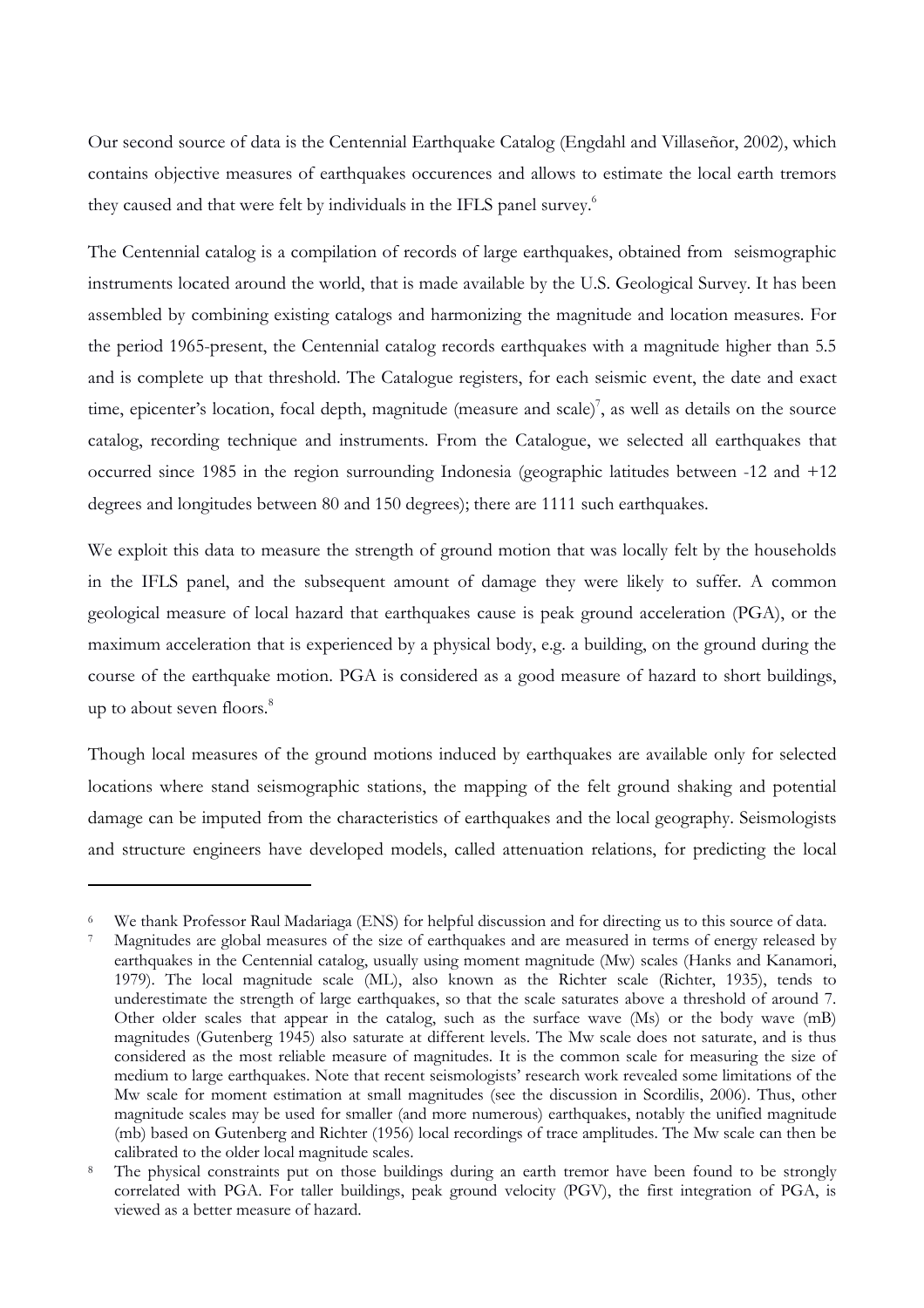Our second source of data is the Centennial Earthquake Catalog (Engdahl and Villaseñor, 2002), which contains objective measures of earthquakes occurences and allows to estimate the local earth tremors they caused and that were felt by individuals in the IFLS panel survey.[6]

The Centennial catalog is a compilation of records of large earthquakes, obtained from seismographic instruments located around the world, that is made available by the U.S. Geological Survey. It has been assembled by combining existing catalogs and harmonizing the magnitude and location measures. For the period 1965-present, the Centennial catalog records earthquakes with a magnitude higher than 5.5 and is complete up that threshold. The Catalogue registers, for each seismic event, the date and exact time, epicenter's location, focal depth, magnitude (measure and scale)[7], as well as details on the source catalog, recording technique and instruments. From the Catalogue, we selected all earthquakes that occurred since 1985 in the region surrounding Indonesia (geographic latitudes between -12 and +12 degrees and longitudes between 80 and 150 degrees); there are 1111 such earthquakes.

We exploit this data to measure the strength of ground motion that was locally felt by the households in the IFLS panel, and the subsequent amount of damage they were likely to suffer. A common geological measure of local hazard that earthquakes cause is peak ground acceleration (PGA), or the maximum acceleration that is experienced by a physical body, e.g. a building, on the ground during the course of the earthquake motion. PGA is considered as a good measure of hazard to short buildings, up to about seven floors.[8]

Though local measures of the ground motions induced by earthquakes are available only for selected locations where stand seismographic stations, the mapping of the felt ground shaking and potential damage can be imputed from the characteristics of earthquakes and the local geography. Seismologists and structure engineers have developed models, called attenuation relations, for predicting the local

---

[6] We thank Professor Raul Madariaga (ENS) for helpful discussion and for directing us to this source of data.

[7] Magnitudes are global measures of the size of earthquakes and are measured in terms of energy released by earthquakes in the Centennial catalog, usually using moment magnitude (Mw) scales (Hanks and Kanamori, 1979). The local magnitude scale (ML), also known as the Richter scale (Richter, 1935), tends to underestimate the strength of large earthquakes, so that the scale saturates above a threshold of around 7. Other older scales that appear in the catalog, such as the surface wave (Ms) or the body wave (mB) magnitudes (Gutenberg 1945) also saturate at different levels. The Mw scale does not saturate, and is thus considered as the most reliable measure of magnitudes. It is the common scale for measuring the size of medium to large earthquakes. Note that recent seismologists' research work revealed some limitations of the Mw scale for moment estimation at small magnitudes (see the discussion in Scordilis, 2006). Thus, other magnitude scales may be used for smaller (and more numerous) earthquakes, notably the unified magnitude (mb) based on Gutenberg and Richter (1956) local recordings of trace amplitudes. The Mw scale can then be calibrated to the older local magnitude scales.

[8] The physical constraints put on those buildings during an earth tremor have been found to be strongly correlated with PGA. For taller buildings, peak ground velocity (PGV), the first integration of PGA, is viewed as a better measure of hazard.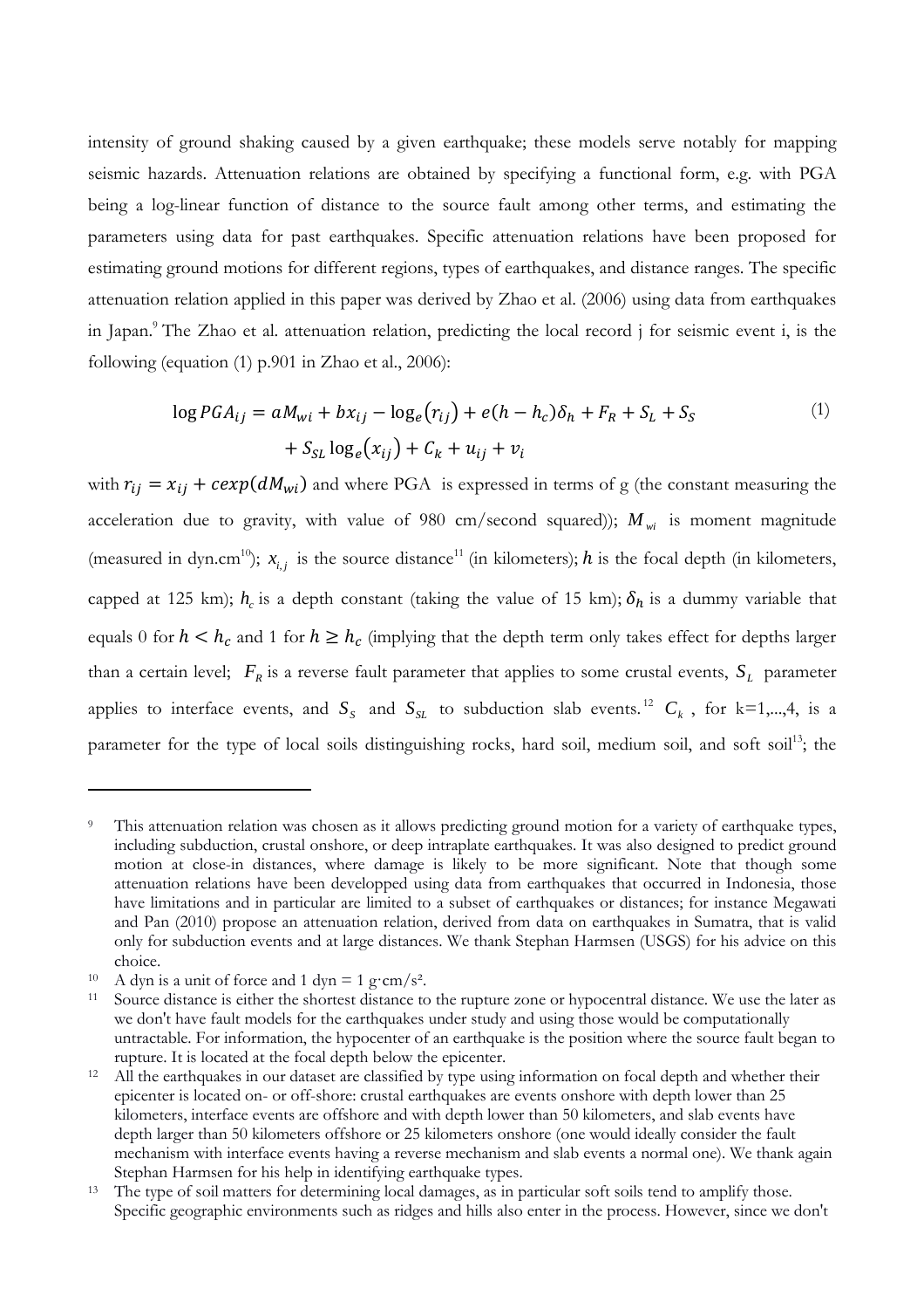intensity of ground shaking caused by a given earthquake; these models serve notably for mapping seismic hazards. Attenuation relations are obtained by specifying a functional form, e.g. with PGA being a log-linear function of distance to the source fault among other terms, and estimating the parameters using data for past earthquakes. Specific attenuation relations have been proposed for estimating ground motions for different regions, types of earthquakes, and distance ranges. The specific attenuation relation applied in this paper was derived by Zhao et al. (2006) using data from earthquakes in Japan.[9] The Zhao et al. attenuation relation, predicting the local record j for seismic event i, is the following (equation (1) p.901 in Zhao et al., 2006):

$$\log PGA_{ij} = aM_{wi} + bx_{ij} - \log_e(r_{ij}) + e(h - h_c)\delta_h + F_R + S_L + S_S + S_{SL}\log_e(x_{ij}) + C_k + u_{ij} + v_i \tag{1}$$

with $r_{ij} = x_{ij} + c\exp(dM_{wi})$ and where PGA is expressed in terms of g (the constant measuring the acceleration due to gravity, with value of 980 cm/second squared)); $M_{wi}$ is moment magnitude (measured in dyn.cm[10]); $x_{i,j}$ is the source distance[11] (in kilometers); $h$ is the focal depth (in kilometers, capped at 125 km); $h_c$ is a depth constant (taking the value of 15 km); $\delta_h$ is a dummy variable that equals 0 for $h < h_c$ and 1 for $h \geq h_c$ (implying that the depth term only takes effect for depths larger than a certain level; $F_R$ is a reverse fault parameter that applies to some crustal events, $S_L$ parameter applies to interface events, and $S_S$ and $S_{SL}$ to subduction slab events.[12] $C_k$, for k=1,...,4, is a parameter for the type of local soils distinguishing rocks, hard soil, medium soil, and soft soil[13]; the

---

[9] This attenuation relation was chosen as it allows predicting ground motion for a variety of earthquake types, including subduction, crustal onshore, or deep intraplate earthquakes. It was also designed to predict ground motion at close-in distances, where damage is likely to be more significant. Note that though some attenuation relations have been developped using data from earthquakes that occurred in Indonesia, those have limitations and in particular are limited to a subset of earthquakes or distances; for instance Megawati and Pan (2010) propose an attenuation relation, derived from data on earthquakes in Sumatra, that is valid only for subduction events and at large distances. We thank Stephan Harmsen (USGS) for his advice on this choice.

[10] A dyn is a unit of force and 1 dyn = 1 g·cm/s².

[11] Source distance is either the shortest distance to the rupture zone or hypocentral distance. We use the later as we don't have fault models for the earthquakes under study and using those would be computationally untractable. For information, the hypocenter of an earthquake is the position where the source fault began to rupture. It is located at the focal depth below the epicenter.

[12] All the earthquakes in our dataset are classified by type using information on focal depth and whether their epicenter is located on- or off-shore: crustal earthquakes are events onshore with depth lower than 25 kilometers, interface events are offshore and with depth lower than 50 kilometers, and slab events have depth larger than 50 kilometers offshore or 25 kilometers onshore (one would ideally consider the fault mechanism with interface events having a reverse mechanism and slab events a normal one). We thank again Stephan Harmsen for his help in identifying earthquake types.

[13] The type of soil matters for determining local damages, as in particular soft soils tend to amplify those. Specific geographic environments such as ridges and hills also enter in the process. However, since we don't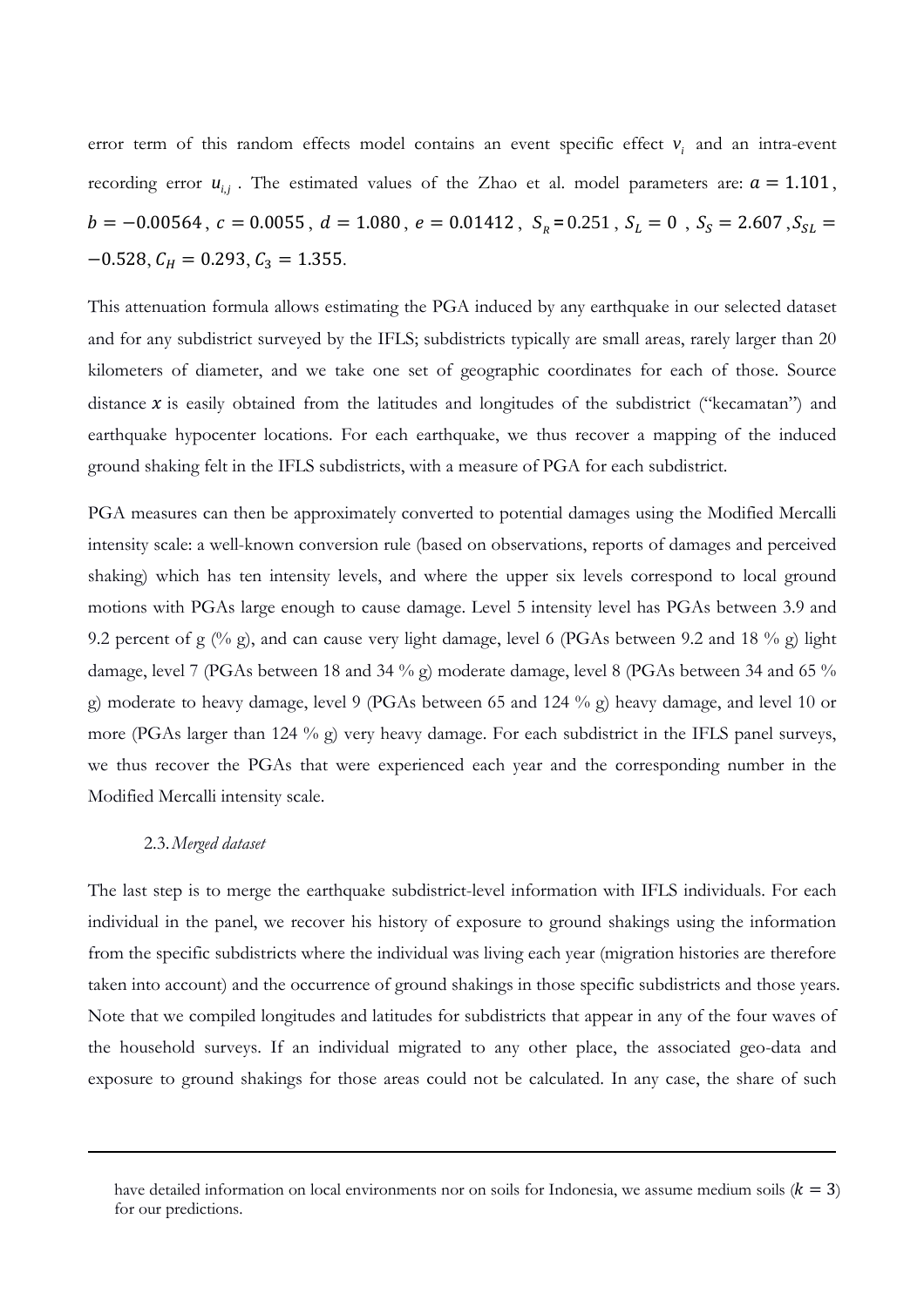error term of this random effects model contains an event specific effect $v_i$ and an intra-event recording error $u_{i,j}$. The estimated values of the Zhao et al. model parameters are: $a = 1.101$, $b = -0.00564$, $c = 0.0055$, $d = 1.080$, $e = 0.01412$, $S_R = 0.251$, $S_L = 0$, $S_S = 2.607$, $S_{SL} = -0.528$, $C_H = 0.293$, $C_3 = 1.355$.

This attenuation formula allows estimating the PGA induced by any earthquake in our selected dataset and for any subdistrict surveyed by the IFLS; subdistricts typically are small areas, rarely larger than 20 kilometers of diameter, and we take one set of geographic coordinates for each of those. Source distance $x$ is easily obtained from the latitudes and longitudes of the subdistrict ("kecamatan") and earthquake hypocenter locations. For each earthquake, we thus recover a mapping of the induced ground shaking felt in the IFLS subdistricts, with a measure of PGA for each subdistrict.

PGA measures can then be approximately converted to potential damages using the Modified Mercalli intensity scale: a well-known conversion rule (based on observations, reports of damages and perceived shaking) which has ten intensity levels, and where the upper six levels correspond to local ground motions with PGAs large enough to cause damage. Level 5 intensity level has PGAs between 3.9 and 9.2 percent of g (% g), and can cause very light damage, level 6 (PGAs between 9.2 and 18 % g) light damage, level 7 (PGAs between 18 and 34 % g) moderate damage, level 8 (PGAs between 34 and 65 % g) moderate to heavy damage, level 9 (PGAs between 65 and 124 % g) heavy damage, and level 10 or more (PGAs larger than 124 % g) very heavy damage. For each subdistrict in the IFLS panel surveys, we thus recover the PGAs that were experienced each year and the corresponding number in the Modified Mercalli intensity scale.

### 2.3. *Merged dataset*

The last step is to merge the earthquake subdistrict-level information with IFLS individuals. For each individual in the panel, we recover his history of exposure to ground shakings using the information from the specific subdistricts where the individual was living each year (migration histories are therefore taken into account) and the occurrence of ground shakings in those specific subdistricts and those years. Note that we compiled longitudes and latitudes for subdistricts that appear in any of the four waves of the household surveys. If an individual migrated to any other place, the associated geo-data and exposure to ground shakings for those areas could not be calculated. In any case, the share of such

---

have detailed information on local environments nor on soils for Indonesia, we assume medium soils ($k = 3$) for our predictions.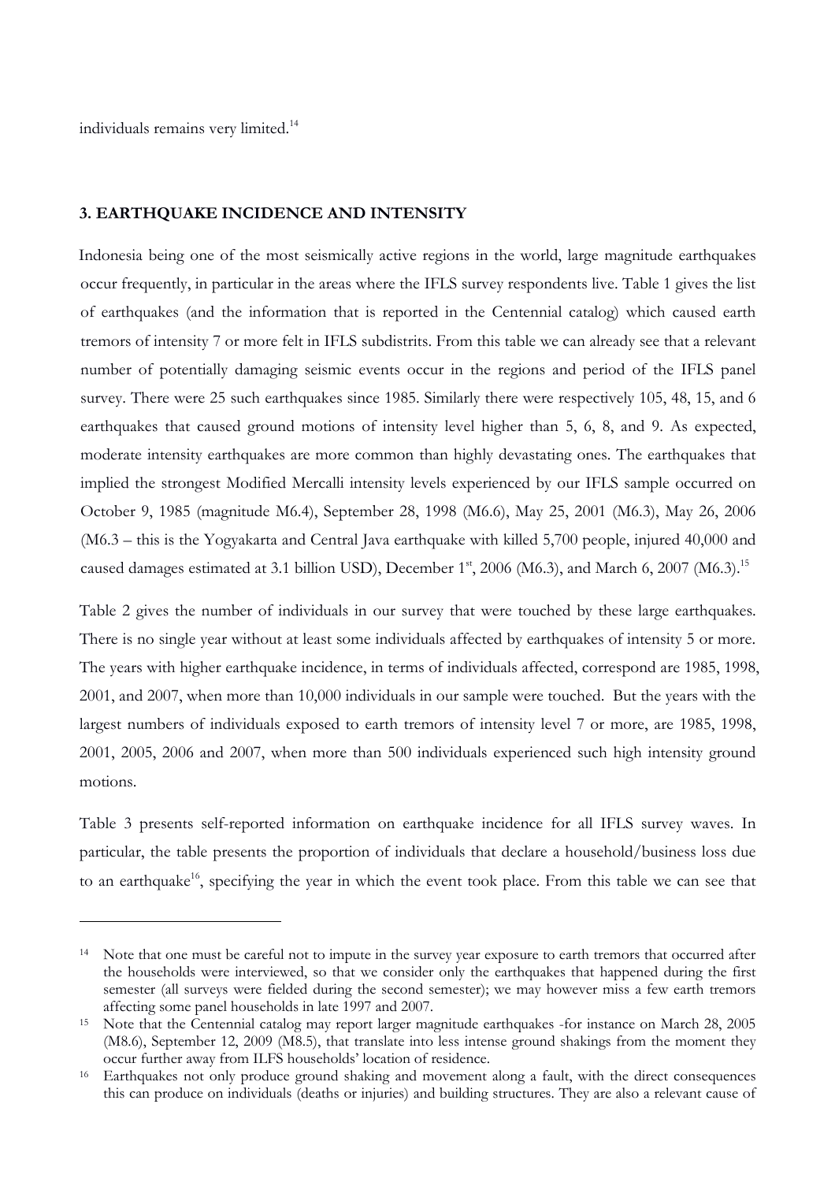individuals remains very limited.[14]

## 3. EARTHQUAKE INCIDENCE AND INTENSITY

Indonesia being one of the most seismically active regions in the world, large magnitude earthquakes occur frequently, in particular in the areas where the IFLS survey respondents live. Table 1 gives the list of earthquakes (and the information that is reported in the Centennial catalog) which caused earth tremors of intensity 7 or more felt in IFLS subdistrits. From this table we can already see that a relevant number of potentially damaging seismic events occur in the regions and period of the IFLS panel survey. There were 25 such earthquakes since 1985. Similarly there were respectively 105, 48, 15, and 6 earthquakes that caused ground motions of intensity level higher than 5, 6, 8, and 9. As expected, moderate intensity earthquakes are more common than highly devastating ones. The earthquakes that implied the strongest Modified Mercalli intensity levels experienced by our IFLS sample occurred on October 9, 1985 (magnitude M6.4), September 28, 1998 (M6.6), May 25, 2001 (M6.3), May 26, 2006 (M6.3 – this is the Yogyakarta and Central Java earthquake with killed 5,700 people, injured 40,000 and caused damages estimated at 3.1 billion USD), December 1st, 2006 (M6.3), and March 6, 2007 (M6.3).[15]

Table 2 gives the number of individuals in our survey that were touched by these large earthquakes. There is no single year without at least some individuals affected by earthquakes of intensity 5 or more. The years with higher earthquake incidence, in terms of individuals affected, correspond are 1985, 1998, 2001, and 2007, when more than 10,000 individuals in our sample were touched. But the years with the largest numbers of individuals exposed to earth tremors of intensity level 7 or more, are 1985, 1998, 2001, 2005, 2006 and 2007, when more than 500 individuals experienced such high intensity ground motions.

Table 3 presents self-reported information on earthquake incidence for all IFLS survey waves. In particular, the table presents the proportion of individuals that declare a household/business loss due to an earthquake[16], specifying the year in which the event took place. From this table we can see that

---

[14] Note that one must be careful not to impute in the survey year exposure to earth tremors that occurred after the households were interviewed, so that we consider only the earthquakes that happened during the first semester (all surveys were fielded during the second semester); we may however miss a few earth tremors affecting some panel households in late 1997 and 2007.

[15] Note that the Centennial catalog may report larger magnitude earthquakes -for instance on March 28, 2005 (M8.6), September 12, 2009 (M8.5), that translate into less intense ground shakings from the moment they occur further away from ILFS households' location of residence.

[16] Earthquakes not only produce ground shaking and movement along a fault, with the direct consequences this can produce on individuals (deaths or injuries) and building structures. They are also a relevant cause of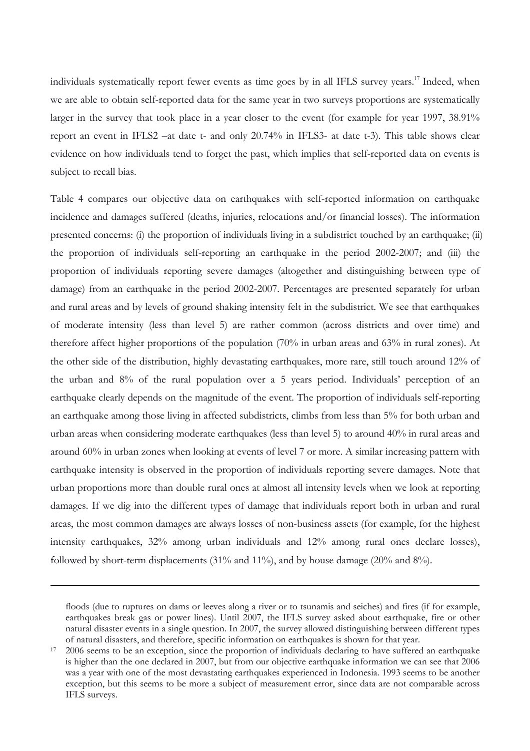individuals systematically report fewer events as time goes by in all IFLS survey years.[17] Indeed, when we are able to obtain self-reported data for the same year in two surveys proportions are systematically larger in the survey that took place in a year closer to the event (for example for year 1997, 38.91% report an event in IFLS2 –at date t- and only 20.74% in IFLS3- at date t-3). This table shows clear evidence on how individuals tend to forget the past, which implies that self-reported data on events is subject to recall bias.

Table 4 compares our objective data on earthquakes with self-reported information on earthquake incidence and damages suffered (deaths, injuries, relocations and/or financial losses). The information presented concerns: (i) the proportion of individuals living in a subdistrict touched by an earthquake; (ii) the proportion of individuals self-reporting an earthquake in the period 2002-2007; and (iii) the proportion of individuals reporting severe damages (altogether and distinguishing between type of damage) from an earthquake in the period 2002-2007. Percentages are presented separately for urban and rural areas and by levels of ground shaking intensity felt in the subdistrict. We see that earthquakes of moderate intensity (less than level 5) are rather common (across districts and over time) and therefore affect higher proportions of the population (70% in urban areas and 63% in rural zones). At the other side of the distribution, highly devastating earthquakes, more rare, still touch around 12% of the urban and 8% of the rural population over a 5 years period. Individuals' perception of an earthquake clearly depends on the magnitude of the event. The proportion of individuals self-reporting an earthquake among those living in affected subdistricts, climbs from less than 5% for both urban and urban areas when considering moderate earthquakes (less than level 5) to around 40% in rural areas and around 60% in urban zones when looking at events of level 7 or more. A similar increasing pattern with earthquake intensity is observed in the proportion of individuals reporting severe damages. Note that urban proportions more than double rural ones at almost all intensity levels when we look at reporting damages. If we dig into the different types of damage that individuals report both in urban and rural areas, the most common damages are always losses of non-business assets (for example, for the highest intensity earthquakes, 32% among urban individuals and 12% among rural ones declare losses), followed by short-term displacements (31% and 11%), and by house damage (20% and 8%).

---

floods (due to ruptures on dams or leeves along a river or to tsunamis and seiches) and fires (if for example, earthquakes break gas or power lines). Until 2007, the IFLS survey asked about earthquake, fire or other natural disaster events in a single question. In 2007, the survey allowed distinguishing between different types of natural disasters, and therefore, specific information on earthquakes is shown for that year.

[17] 2006 seems to be an exception, since the proportion of individuals declaring to have suffered an earthquake is higher than the one declared in 2007, but from our objective earthquake information we can see that 2006 was a year with one of the most devastating earthquakes experienced in Indonesia. 1993 seems to be another exception, but this seems to be more a subject of measurement error, since data are not comparable across IFLS surveys.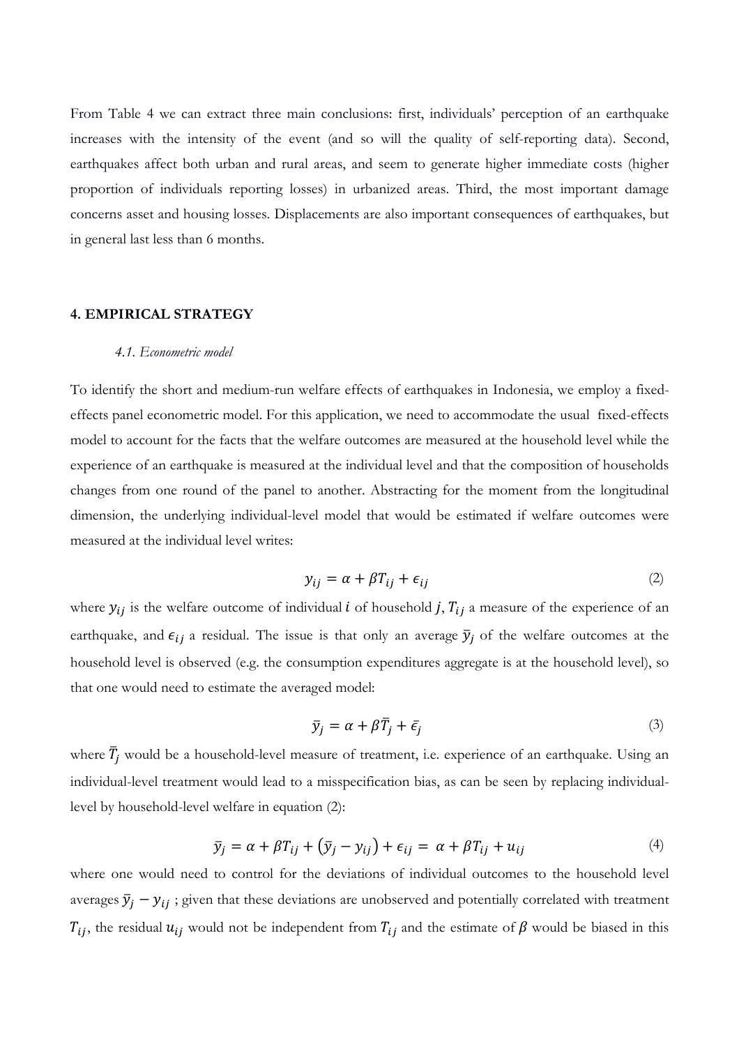From Table 4 we can extract three main conclusions: first, individuals' perception of an earthquake increases with the intensity of the event (and so will the quality of self-reporting data). Second, earthquakes affect both urban and rural areas, and seem to generate higher immediate costs (higher proportion of individuals reporting losses) in urbanized areas. Third, the most important damage concerns asset and housing losses. Displacements are also important consequences of earthquakes, but in general last less than 6 months.

## 4. EMPIRICAL STRATEGY

### *4.1. Econometric model*

To identify the short and medium-run welfare effects of earthquakes in Indonesia, we employ a fixed-effects panel econometric model. For this application, we need to accommodate the usual fixed-effects model to account for the facts that the welfare outcomes are measured at the household level while the experience of an earthquake is measured at the individual level and that the composition of households changes from one round of the panel to another. Abstracting for the moment from the longitudinal dimension, the underlying individual-level model that would be estimated if welfare outcomes were measured at the individual level writes:

$$y_{ij} = \alpha + \beta T_{ij} + \epsilon_{ij} \tag{2}$$

where $y_{ij}$ is the welfare outcome of individual $i$ of household $j$, $T_{ij}$ a measure of the experience of an earthquake, and $\epsilon_{ij}$ a residual. The issue is that only an average $\bar{y}_j$ of the welfare outcomes at the household level is observed (e.g. the consumption expenditures aggregate is at the household level), so that one would need to estimate the averaged model:

$$\bar{y}_j = \alpha + \beta \bar{T}_j + \bar{\epsilon}_j \tag{3}$$

where $\bar{T}_j$ would be a household-level measure of treatment, i.e. experience of an earthquake. Using an individual-level treatment would lead to a misspecification bias, as can be seen by replacing individual-level by household-level welfare in equation (2):

$$\bar{y}_j = \alpha + \beta T_{ij} + \left(\bar{y}_j - y_{ij}\right) + \epsilon_{ij} = \alpha + \beta T_{ij} + u_{ij} \tag{4}$$

where one would need to control for the deviations of individual outcomes to the household level averages $\bar{y}_j - y_{ij}$ ; given that these deviations are unobserved and potentially correlated with treatment $T_{ij}$, the residual $u_{ij}$ would not be independent from $T_{ij}$ and the estimate of $\beta$ would be biased in this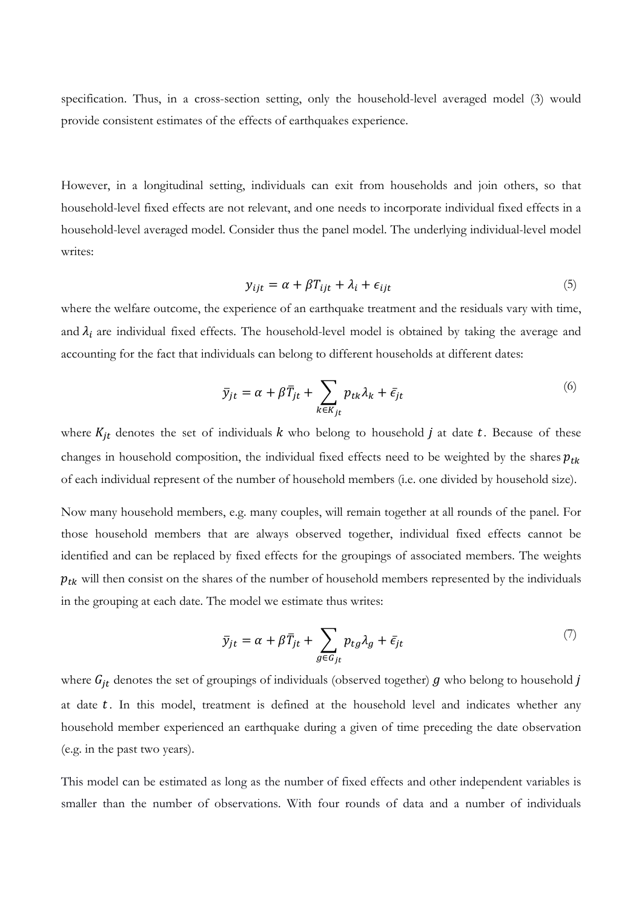specification. Thus, in a cross-section setting, only the household-level averaged model (3) would provide consistent estimates of the effects of earthquakes experience.

However, in a longitudinal setting, individuals can exit from households and join others, so that household-level fixed effects are not relevant, and one needs to incorporate individual fixed effects in a household-level averaged model. Consider thus the panel model. The underlying individual-level model writes:

$$y_{ijt} = \alpha + \beta T_{ijt} + \lambda_i + \epsilon_{ijt} \tag{5}$$

where the welfare outcome, the experience of an earthquake treatment and the residuals vary with time, and $\lambda_i$ are individual fixed effects. The household-level model is obtained by taking the average and accounting for the fact that individuals can belong to different households at different dates:

$$\bar{y}_{jt} = \alpha + \beta \bar{T}_{jt} + \sum_{k \in K_{jt}} p_{tk} \lambda_k + \bar{\epsilon}_{jt} \tag{6}$$

where $K_{jt}$ denotes the set of individuals $k$ who belong to household $j$ at date $t$. Because of these changes in household composition, the individual fixed effects need to be weighted by the shares $p_{tk}$ of each individual represent of the number of household members (i.e. one divided by household size).

Now many household members, e.g. many couples, will remain together at all rounds of the panel. For those household members that are always observed together, individual fixed effects cannot be identified and can be replaced by fixed effects for the groupings of associated members. The weights $p_{tk}$ will then consist on the shares of the number of household members represented by the individuals in the grouping at each date. The model we estimate thus writes:

$$\bar{y}_{jt} = \alpha + \beta \bar{T}_{jt} + \sum_{g \in G_{jt}} p_{tg} \lambda_g + \bar{\epsilon}_{jt} \tag{7}$$

where $G_{jt}$ denotes the set of groupings of individuals (observed together) $g$ who belong to household $j$ at date $t$. In this model, treatment is defined at the household level and indicates whether any household member experienced an earthquake during a given of time preceding the date observation (e.g. in the past two years).

This model can be estimated as long as the number of fixed effects and other independent variables is smaller than the number of observations. With four rounds of data and a number of individuals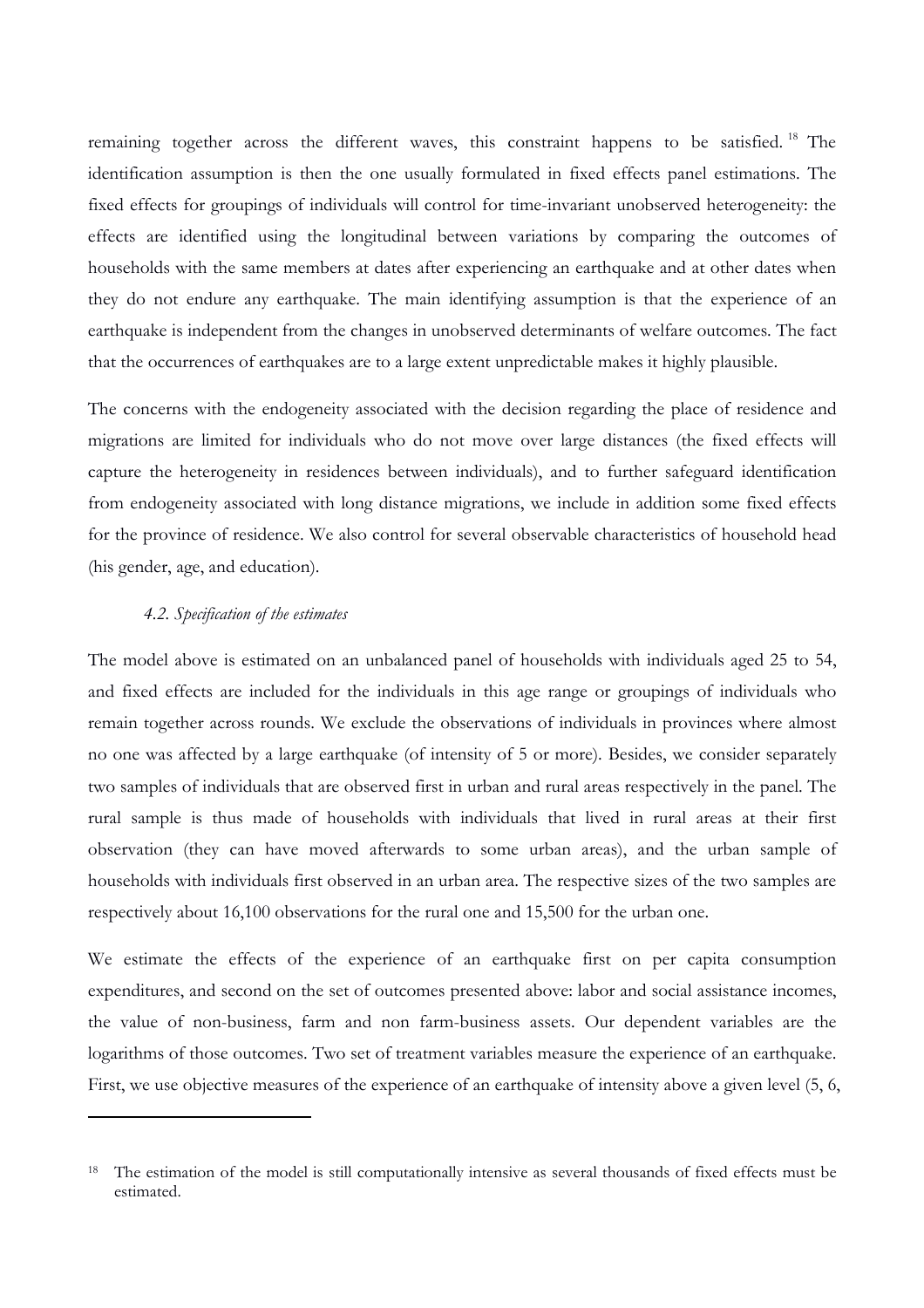remaining together across the different waves, this constraint happens to be satisfied.[18] The identification assumption is then the one usually formulated in fixed effects panel estimations. The fixed effects for groupings of individuals will control for time-invariant unobserved heterogeneity: the effects are identified using the longitudinal between variations by comparing the outcomes of households with the same members at dates after experiencing an earthquake and at other dates when they do not endure any earthquake. The main identifying assumption is that the experience of an earthquake is independent from the changes in unobserved determinants of welfare outcomes. The fact that the occurrences of earthquakes are to a large extent unpredictable makes it highly plausible.

The concerns with the endogeneity associated with the decision regarding the place of residence and migrations are limited for individuals who do not move over large distances (the fixed effects will capture the heterogeneity in residences between individuals), and to further safeguard identification from endogeneity associated with long distance migrations, we include in addition some fixed effects for the province of residence. We also control for several observable characteristics of household head (his gender, age, and education).

### *4.2. Specification of the estimates*

The model above is estimated on an unbalanced panel of households with individuals aged 25 to 54, and fixed effects are included for the individuals in this age range or groupings of individuals who remain together across rounds. We exclude the observations of individuals in provinces where almost no one was affected by a large earthquake (of intensity of 5 or more). Besides, we consider separately two samples of individuals that are observed first in urban and rural areas respectively in the panel. The rural sample is thus made of households with individuals that lived in rural areas at their first observation (they can have moved afterwards to some urban areas), and the urban sample of households with individuals first observed in an urban area. The respective sizes of the two samples are respectively about 16,100 observations for the rural one and 15,500 for the urban one.

We estimate the effects of the experience of an earthquake first on per capita consumption expenditures, and second on the set of outcomes presented above: labor and social assistance incomes, the value of non-business, farm and non farm-business assets. Our dependent variables are the logarithms of those outcomes. Two set of treatment variables measure the experience of an earthquake. First, we use objective measures of the experience of an earthquake of intensity above a given level (5, 6,

---

[18] The estimation of the model is still computationally intensive as several thousands of fixed effects must be estimated.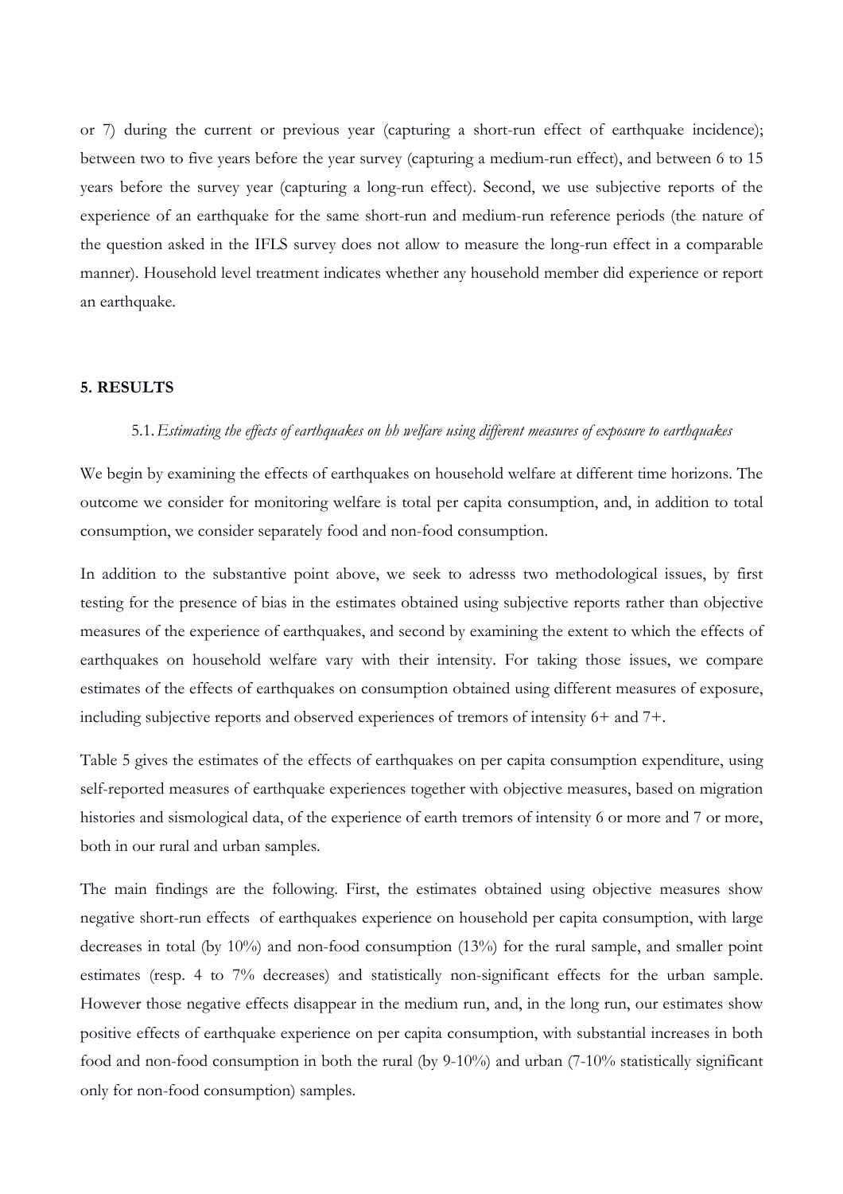or 7) during the current or previous year (capturing a short-run effect of earthquake incidence); between two to five years before the year survey (capturing a medium-run effect), and between 6 to 15 years before the survey year (capturing a long-run effect). Second, we use subjective reports of the experience of an earthquake for the same short-run and medium-run reference periods (the nature of the question asked in the IFLS survey does not allow to measure the long-run effect in a comparable manner). Household level treatment indicates whether any household member did experience or report an earthquake.

## 5. RESULTS

### 5.1. *Estimating the effects of earthquakes on hh welfare using different measures of exposure to earthquakes*

We begin by examining the effects of earthquakes on household welfare at different time horizons. The outcome we consider for monitoring welfare is total per capita consumption, and, in addition to total consumption, we consider separately food and non-food consumption.

In addition to the substantive point above, we seek to adresss two methodological issues, by first testing for the presence of bias in the estimates obtained using subjective reports rather than objective measures of the experience of earthquakes, and second by examining the extent to which the effects of earthquakes on household welfare vary with their intensity. For taking those issues, we compare estimates of the effects of earthquakes on consumption obtained using different measures of exposure, including subjective reports and observed experiences of tremors of intensity 6+ and 7+.

Table 5 gives the estimates of the effects of earthquakes on per capita consumption expenditure, using self-reported measures of earthquake experiences together with objective measures, based on migration histories and sismological data, of the experience of earth tremors of intensity 6 or more and 7 or more, both in our rural and urban samples.

The main findings are the following. First, the estimates obtained using objective measures show negative short-run effects of earthquakes experience on household per capita consumption, with large decreases in total (by 10%) and non-food consumption (13%) for the rural sample, and smaller point estimates (resp. 4 to 7% decreases) and statistically non-significant effects for the urban sample. However those negative effects disappear in the medium run, and, in the long run, our estimates show positive effects of earthquake experience on per capita consumption, with substantial increases in both food and non-food consumption in both the rural (by 9-10%) and urban (7-10% statistically significant only for non-food consumption) samples.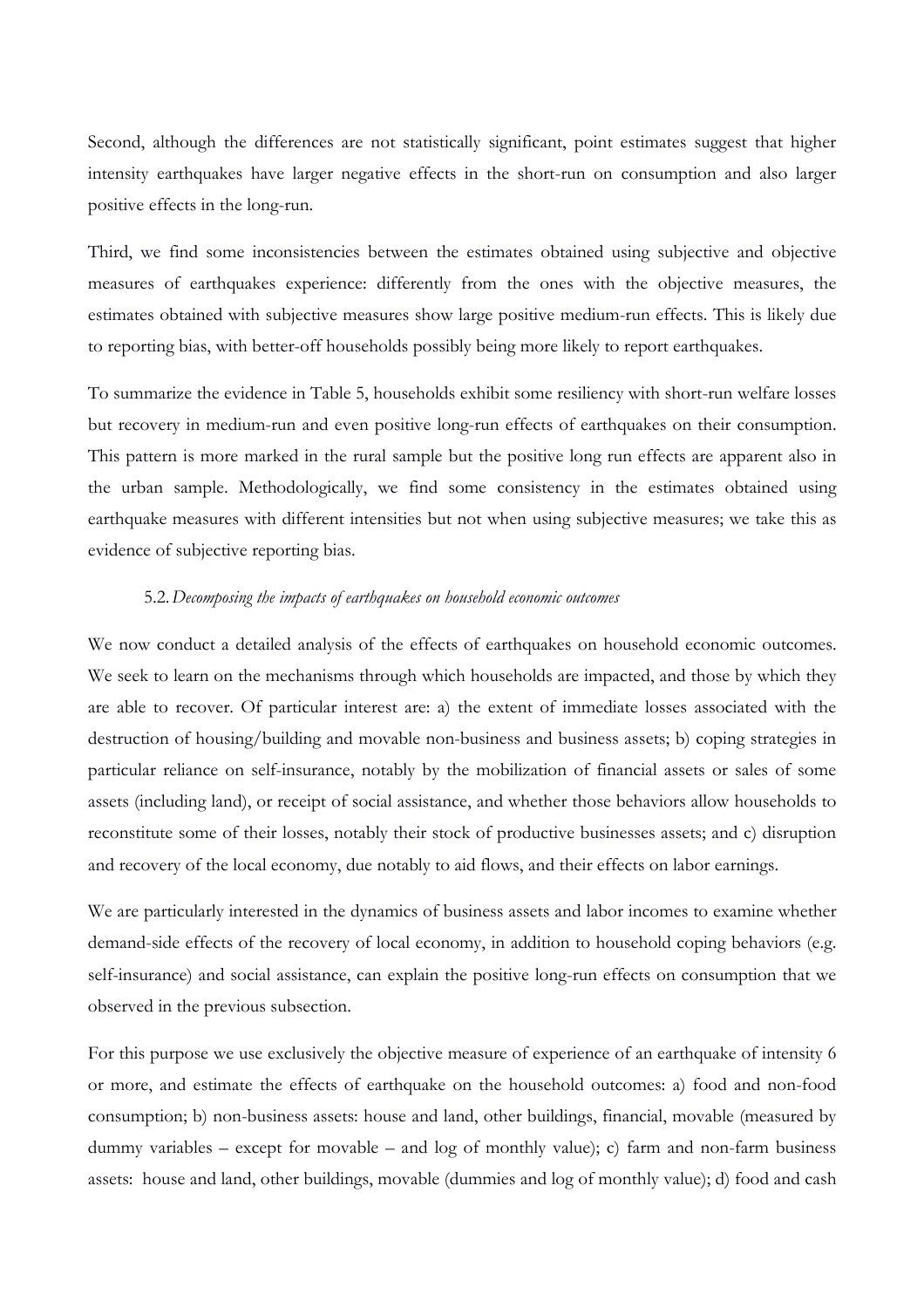Second, although the differences are not statistically significant, point estimates suggest that higher intensity earthquakes have larger negative effects in the short-run on consumption and also larger positive effects in the long-run.

Third, we find some inconsistencies between the estimates obtained using subjective and objective measures of earthquakes experience: differently from the ones with the objective measures, the estimates obtained with subjective measures show large positive medium-run effects. This is likely due to reporting bias, with better-off households possibly being more likely to report earthquakes.

To summarize the evidence in Table 5, households exhibit some resiliency with short-run welfare losses but recovery in medium-run and even positive long-run effects of earthquakes on their consumption. This pattern is more marked in the rural sample but the positive long run effects are apparent also in the urban sample. Methodologically, we find some consistency in the estimates obtained using earthquake measures with different intensities but not when using subjective measures; we take this as evidence of subjective reporting bias.

### 5.2. *Decomposing the impacts of earthquakes on household economic outcomes*

We now conduct a detailed analysis of the effects of earthquakes on household economic outcomes. We seek to learn on the mechanisms through which households are impacted, and those by which they are able to recover. Of particular interest are: a) the extent of immediate losses associated with the destruction of housing/building and movable non-business and business assets; b) coping strategies in particular reliance on self-insurance, notably by the mobilization of financial assets or sales of some assets (including land), or receipt of social assistance, and whether those behaviors allow households to reconstitute some of their losses, notably their stock of productive businesses assets; and c) disruption and recovery of the local economy, due notably to aid flows, and their effects on labor earnings.

We are particularly interested in the dynamics of business assets and labor incomes to examine whether demand-side effects of the recovery of local economy, in addition to household coping behaviors (e.g. self-insurance) and social assistance, can explain the positive long-run effects on consumption that we observed in the previous subsection.

For this purpose we use exclusively the objective measure of experience of an earthquake of intensity 6 or more, and estimate the effects of earthquake on the household outcomes: a) food and non-food consumption; b) non-business assets: house and land, other buildings, financial, movable (measured by dummy variables – except for movable – and log of monthly value); c) farm and non-farm business assets: house and land, other buildings, movable (dummies and log of monthly value); d) food and cash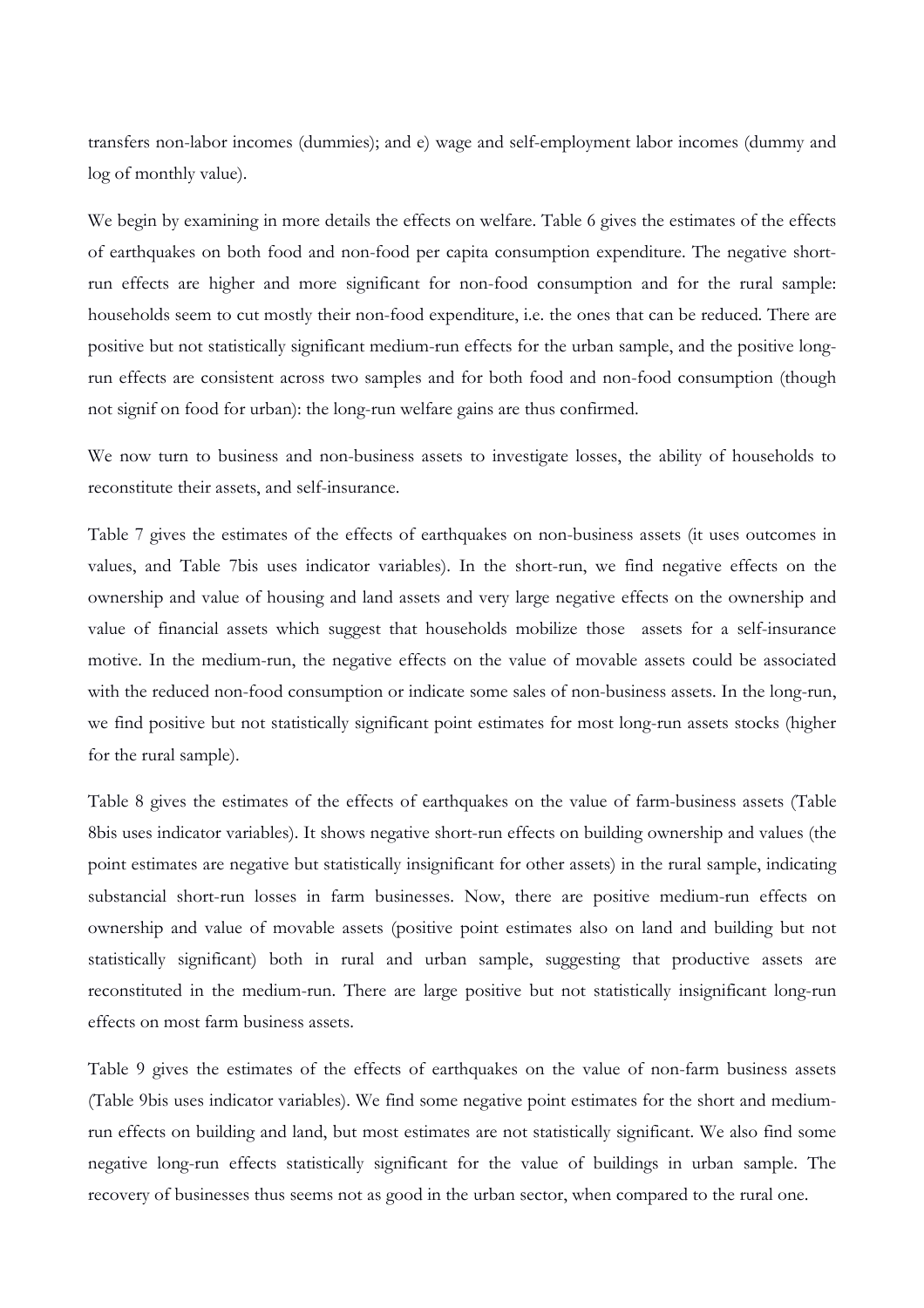transfers non-labor incomes (dummies); and e) wage and self-employment labor incomes (dummy and log of monthly value).

We begin by examining in more details the effects on welfare. Table 6 gives the estimates of the effects of earthquakes on both food and non-food per capita consumption expenditure. The negative short-run effects are higher and more significant for non-food consumption and for the rural sample: households seem to cut mostly their non-food expenditure, i.e. the ones that can be reduced. There are positive but not statistically significant medium-run effects for the urban sample, and the positive long-run effects are consistent across two samples and for both food and non-food consumption (though not signif on food for urban): the long-run welfare gains are thus confirmed.

We now turn to business and non-business assets to investigate losses, the ability of households to reconstitute their assets, and self-insurance.

Table 7 gives the estimates of the effects of earthquakes on non-business assets (it uses outcomes in values, and Table 7bis uses indicator variables). In the short-run, we find negative effects on the ownership and value of housing and land assets and very large negative effects on the ownership and value of financial assets which suggest that households mobilize those assets for a self-insurance motive. In the medium-run, the negative effects on the value of movable assets could be associated with the reduced non-food consumption or indicate some sales of non-business assets. In the long-run, we find positive but not statistically significant point estimates for most long-run assets stocks (higher for the rural sample).

Table 8 gives the estimates of the effects of earthquakes on the value of farm-business assets (Table 8bis uses indicator variables). It shows negative short-run effects on building ownership and values (the point estimates are negative but statistically insignificant for other assets) in the rural sample, indicating substancial short-run losses in farm businesses. Now, there are positive medium-run effects on ownership and value of movable assets (positive point estimates also on land and building but not statistically significant) both in rural and urban sample, suggesting that productive assets are reconstituted in the medium-run. There are large positive but not statistically insignificant long-run effects on most farm business assets.

Table 9 gives the estimates of the effects of earthquakes on the value of non-farm business assets (Table 9bis uses indicator variables). We find some negative point estimates for the short and medium-run effects on building and land, but most estimates are not statistically significant. We also find some negative long-run effects statistically significant for the value of buildings in urban sample. The recovery of businesses thus seems not as good in the urban sector, when compared to the rural one.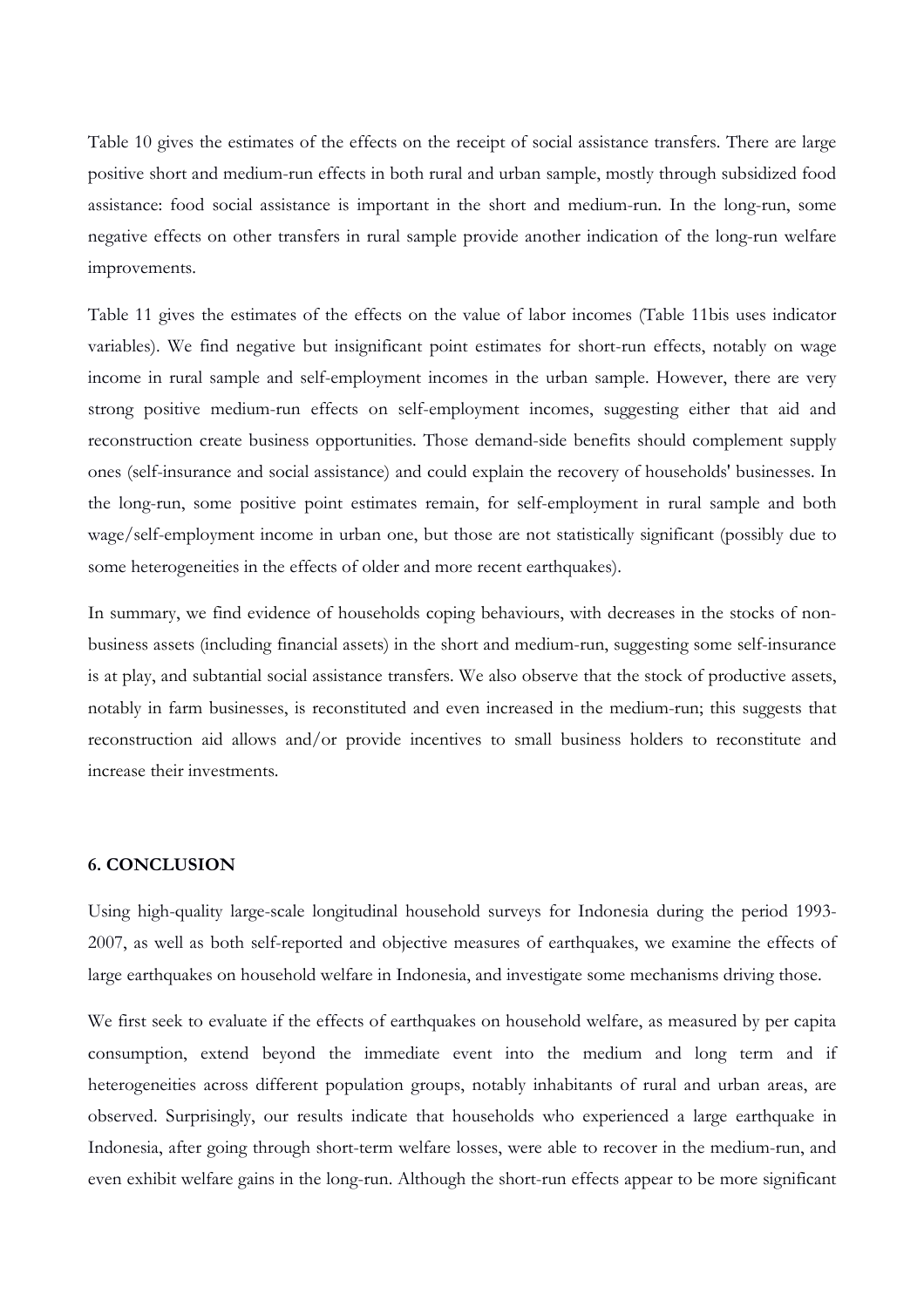Table 10 gives the estimates of the effects on the receipt of social assistance transfers. There are large positive short and medium-run effects in both rural and urban sample, mostly through subsidized food assistance: food social assistance is important in the short and medium-run. In the long-run, some negative effects on other transfers in rural sample provide another indication of the long-run welfare improvements.

Table 11 gives the estimates of the effects on the value of labor incomes (Table 11bis uses indicator variables). We find negative but insignificant point estimates for short-run effects, notably on wage income in rural sample and self-employment incomes in the urban sample. However, there are very strong positive medium-run effects on self-employment incomes, suggesting either that aid and reconstruction create business opportunities. Those demand-side benefits should complement supply ones (self-insurance and social assistance) and could explain the recovery of households' businesses. In the long-run, some positive point estimates remain, for self-employment in rural sample and both wage/self-employment income in urban one, but those are not statistically significant (possibly due to some heterogeneities in the effects of older and more recent earthquakes).

In summary, we find evidence of households coping behaviours, with decreases in the stocks of non-business assets (including financial assets) in the short and medium-run, suggesting some self-insurance is at play, and subtantial social assistance transfers. We also observe that the stock of productive assets, notably in farm businesses, is reconstituted and even increased in the medium-run; this suggests that reconstruction aid allows and/or provide incentives to small business holders to reconstitute and increase their investments.

## 6. CONCLUSION

Using high-quality large-scale longitudinal household surveys for Indonesia during the period 1993-2007, as well as both self-reported and objective measures of earthquakes, we examine the effects of large earthquakes on household welfare in Indonesia, and investigate some mechanisms driving those.

We first seek to evaluate if the effects of earthquakes on household welfare, as measured by per capita consumption, extend beyond the immediate event into the medium and long term and if heterogeneities across different population groups, notably inhabitants of rural and urban areas, are observed. Surprisingly, our results indicate that households who experienced a large earthquake in Indonesia, after going through short-term welfare losses, were able to recover in the medium-run, and even exhibit welfare gains in the long-run. Although the short-run effects appear to be more significant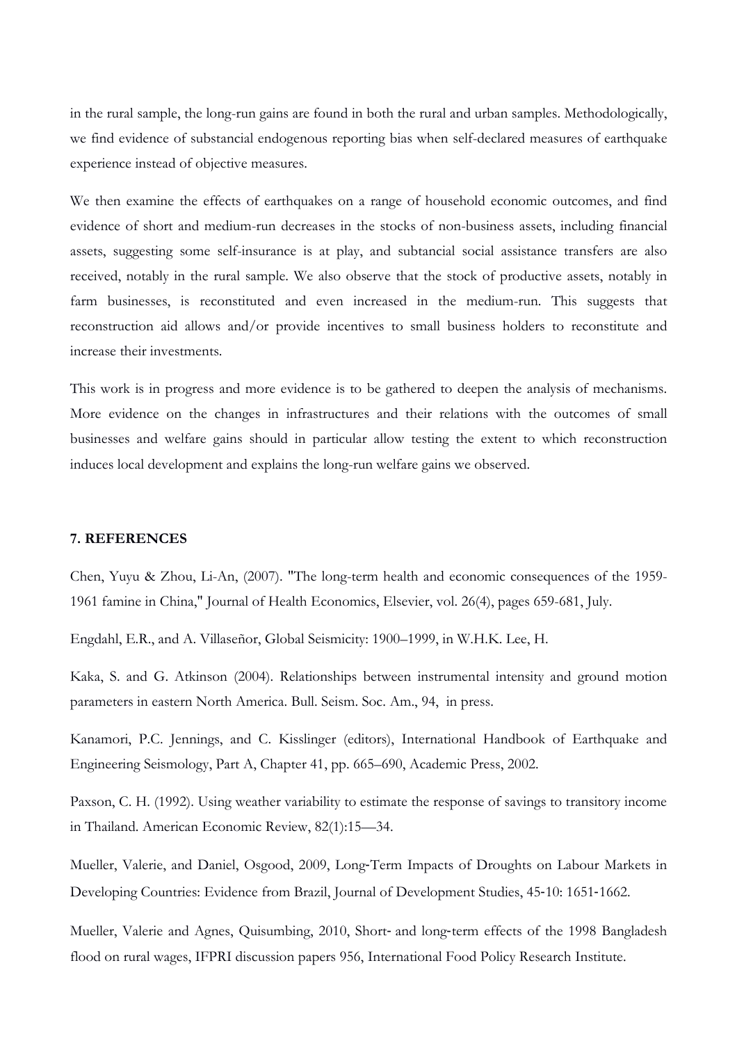in the rural sample, the long-run gains are found in both the rural and urban samples. Methodologically, we find evidence of substancial endogenous reporting bias when self-declared measures of earthquake experience instead of objective measures.

We then examine the effects of earthquakes on a range of household economic outcomes, and find evidence of short and medium-run decreases in the stocks of non-business assets, including financial assets, suggesting some self-insurance is at play, and subtancial social assistance transfers are also received, notably in the rural sample. We also observe that the stock of productive assets, notably in farm businesses, is reconstituted and even increased in the medium-run. This suggests that reconstruction aid allows and/or provide incentives to small business holders to reconstitute and increase their investments.

This work is in progress and more evidence is to be gathered to deepen the analysis of mechanisms. More evidence on the changes in infrastructures and their relations with the outcomes of small businesses and welfare gains should in particular allow testing the extent to which reconstruction induces local development and explains the long-run welfare gains we observed.

## 7. REFERENCES

Chen, Yuyu & Zhou, Li-An, (2007). "The long-term health and economic consequences of the 1959-1961 famine in China," Journal of Health Economics, Elsevier, vol. 26(4), pages 659-681, July.

Engdahl, E.R., and A. Villaseñor, Global Seismicity: 1900–1999, in W.H.K. Lee, H.

Kaka, S. and G. Atkinson (2004). Relationships between instrumental intensity and ground motion parameters in eastern North America. Bull. Seism. Soc. Am., 94, in press.

Kanamori, P.C. Jennings, and C. Kisslinger (editors), International Handbook of Earthquake and Engineering Seismology, Part A, Chapter 41, pp. 665–690, Academic Press, 2002.

Paxson, C. H. (1992). Using weather variability to estimate the response of savings to transitory income in Thailand. American Economic Review, 82(1):15—34.

Mueller, Valerie, and Daniel, Osgood, 2009, Long-Term Impacts of Droughts on Labour Markets in Developing Countries: Evidence from Brazil, Journal of Development Studies, 45-10: 1651-1662.

Mueller, Valerie and Agnes, Quisumbing, 2010, Short- and long-term effects of the 1998 Bangladesh flood on rural wages, IFPRI discussion papers 956, International Food Policy Research Institute.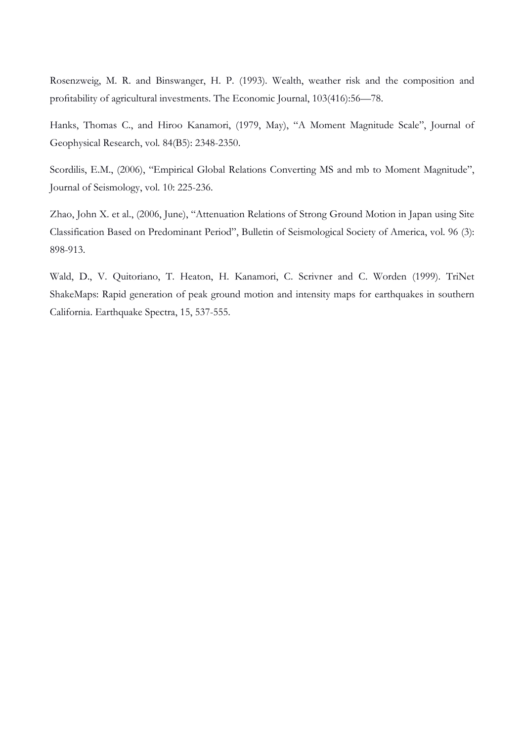Rosenzweig, M. R. and Binswanger, H. P. (1993). Wealth, weather risk and the composition and profitability of agricultural investments. The Economic Journal, 103(416):56—78.

Hanks, Thomas C., and Hiroo Kanamori, (1979, May), "A Moment Magnitude Scale", Journal of Geophysical Research, vol. 84(B5): 2348-2350.

Scordilis, E.M., (2006), "Empirical Global Relations Converting MS and mb to Moment Magnitude", Journal of Seismology, vol. 10: 225-236.

Zhao, John X. et al., (2006, June), "Attenuation Relations of Strong Ground Motion in Japan using Site Classification Based on Predominant Period", Bulletin of Seismological Society of America, vol. 96 (3): 898-913.

Wald, D., V. Quitoriano, T. Heaton, H. Kanamori, C. Scrivner and C. Worden (1999). TriNet ShakeMaps: Rapid generation of peak ground motion and intensity maps for earthquakes in southern California. Earthquake Spectra, 15, 537-555.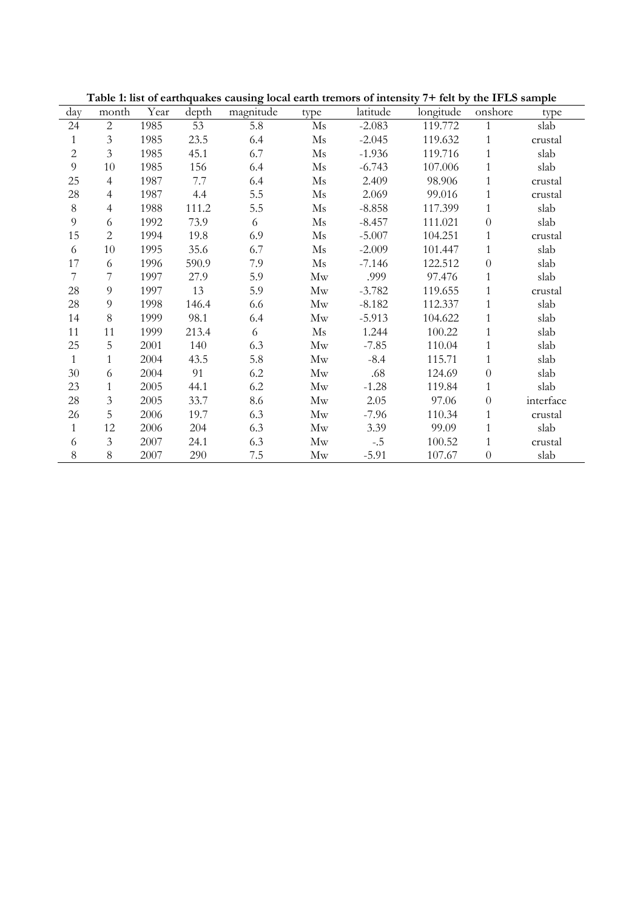**Table 1: list of earthquakes causing local earth tremors of intensity 7+ felt by the IFLS sample**

| day | month | Year | depth | magnitude | type | latitude | longitude | onshore | type |
|---|---|---|---|---|---|---|---|---|---|
| 24 | 2 | 1985 | 53 | 5.8 | Ms | -2.083 | 119.772 | 1 | slab |
| 1 | 3 | 1985 | 23.5 | 6.4 | Ms | -2.045 | 119.632 | 1 | crustal |
| 2 | 3 | 1985 | 45.1 | 6.7 | Ms | -1.936 | 119.716 | 1 | slab |
| 9 | 10 | 1985 | 156 | 6.4 | Ms | -6.743 | 107.006 | 1 | slab |
| 25 | 4 | 1987 | 7.7 | 6.4 | Ms | 2.409 | 98.906 | 1 | crustal |
| 28 | 4 | 1987 | 4.4 | 5.5 | Ms | 2.069 | 99.016 | 1 | crustal |
| 8 | 4 | 1988 | 111.2 | 5.5 | Ms | -8.858 | 117.399 | 1 | slab |
| 9 | 6 | 1992 | 73.9 | 6 | Ms | -8.457 | 111.021 | 0 | slab |
| 15 | 2 | 1994 | 19.8 | 6.9 | Ms | -5.007 | 104.251 | 1 | crustal |
| 6 | 10 | 1995 | 35.6 | 6.7 | Ms | -2.009 | 101.447 | 1 | slab |
| 17 | 6 | 1996 | 590.9 | 7.9 | Ms | -7.146 | 122.512 | 0 | slab |
| 7 | 7 | 1997 | 27.9 | 5.9 | Mw | .999 | 97.476 | 1 | slab |
| 28 | 9 | 1997 | 13 | 5.9 | Mw | -3.782 | 119.655 | 1 | crustal |
| 28 | 9 | 1998 | 146.4 | 6.6 | Mw | -8.182 | 112.337 | 1 | slab |
| 14 | 8 | 1999 | 98.1 | 6.4 | Mw | -5.913 | 104.622 | 1 | slab |
| 11 | 11 | 1999 | 213.4 | 6 | Ms | 1.244 | 100.22 | 1 | slab |
| 25 | 5 | 2001 | 140 | 6.3 | Mw | -7.85 | 110.04 | 1 | slab |
| 1 | 1 | 2004 | 43.5 | 5.8 | Mw | -8.4 | 115.71 | 1 | slab |
| 30 | 6 | 2004 | 91 | 6.2 | Mw | .68 | 124.69 | 0 | slab |
| 23 | 1 | 2005 | 44.1 | 6.2 | Mw | -1.28 | 119.84 | 1 | slab |
| 28 | 3 | 2005 | 33.7 | 8.6 | Mw | 2.05 | 97.06 | 0 | interface |
| 26 | 5 | 2006 | 19.7 | 6.3 | Mw | -7.96 | 110.34 | 1 | crustal |
| 1 | 12 | 2006 | 204 | 6.3 | Mw | 3.39 | 99.09 | 1 | slab |
| 6 | 3 | 2007 | 24.1 | 6.3 | Mw | -.5 | 100.52 | 1 | crustal |
| 8 | 8 | 2007 | 290 | 7.5 | Mw | -5.91 | 107.67 | 0 | slab |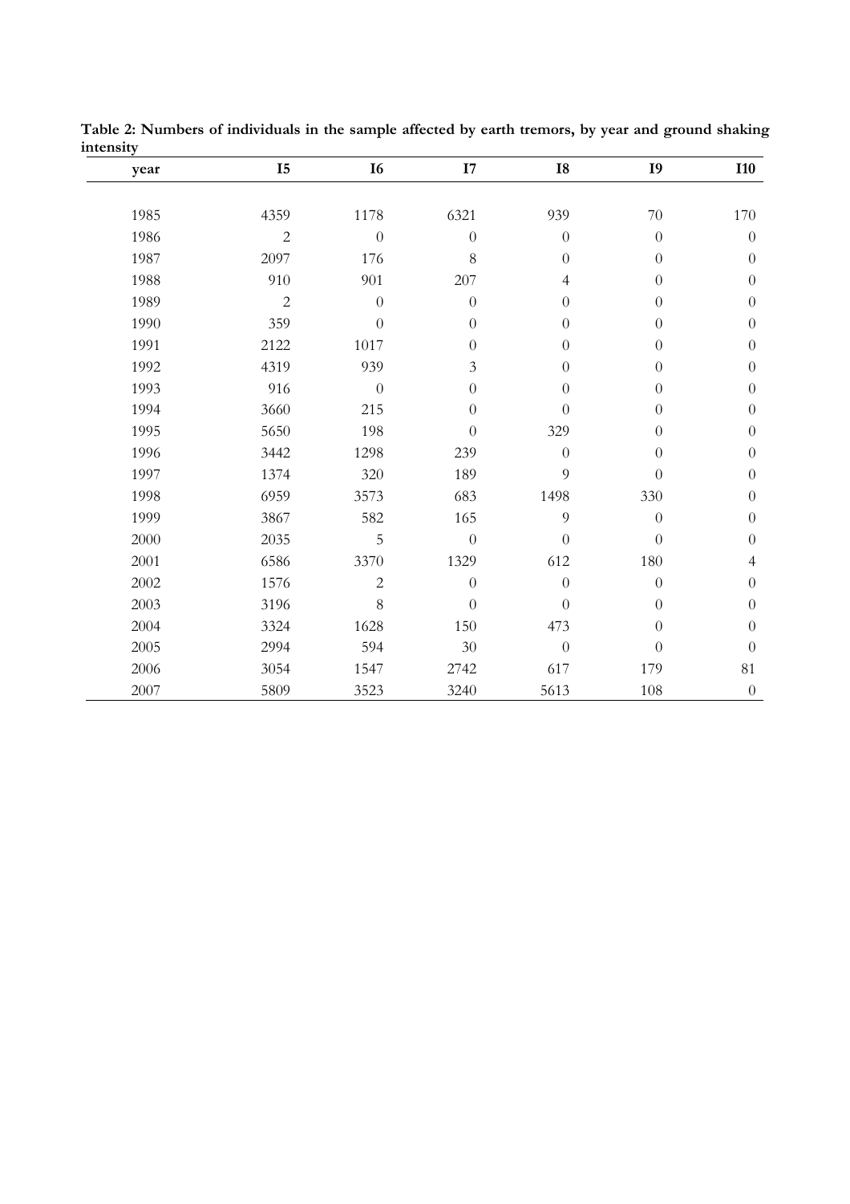**Table 2: Numbers of individuals in the sample affected by earth tremors, by year and ground shaking intensity**

| year | I5 | I6 | I7 | I8 | I9 | I10 |
|---|---|---|---|---|---|---|
| 1985 | 4359 | 1178 | 6321 | 939 | 70 | 170 |
| 1986 | 2 | 0 | 0 | 0 | 0 | 0 |
| 1987 | 2097 | 176 | 8 | 0 | 0 | 0 |
| 1988 | 910 | 901 | 207 | 4 | 0 | 0 |
| 1989 | 2 | 0 | 0 | 0 | 0 | 0 |
| 1990 | 359 | 0 | 0 | 0 | 0 | 0 |
| 1991 | 2122 | 1017 | 0 | 0 | 0 | 0 |
| 1992 | 4319 | 939 | 3 | 0 | 0 | 0 |
| 1993 | 916 | 0 | 0 | 0 | 0 | 0 |
| 1994 | 3660 | 215 | 0 | 0 | 0 | 0 |
| 1995 | 5650 | 198 | 0 | 329 | 0 | 0 |
| 1996 | 3442 | 1298 | 239 | 0 | 0 | 0 |
| 1997 | 1374 | 320 | 189 | 9 | 0 | 0 |
| 1998 | 6959 | 3573 | 683 | 1498 | 330 | 0 |
| 1999 | 3867 | 582 | 165 | 9 | 0 | 0 |
| 2000 | 2035 | 5 | 0 | 0 | 0 | 0 |
| 2001 | 6586 | 3370 | 1329 | 612 | 180 | 4 |
| 2002 | 1576 | 2 | 0 | 0 | 0 | 0 |
| 2003 | 3196 | 8 | 0 | 0 | 0 | 0 |
| 2004 | 3324 | 1628 | 150 | 473 | 0 | 0 |
| 2005 | 2994 | 594 | 30 | 0 | 0 | 0 |
| 2006 | 3054 | 1547 | 2742 | 617 | 179 | 81 |
| 2007 | 5809 | 3523 | 3240 | 5613 | 108 | 0 |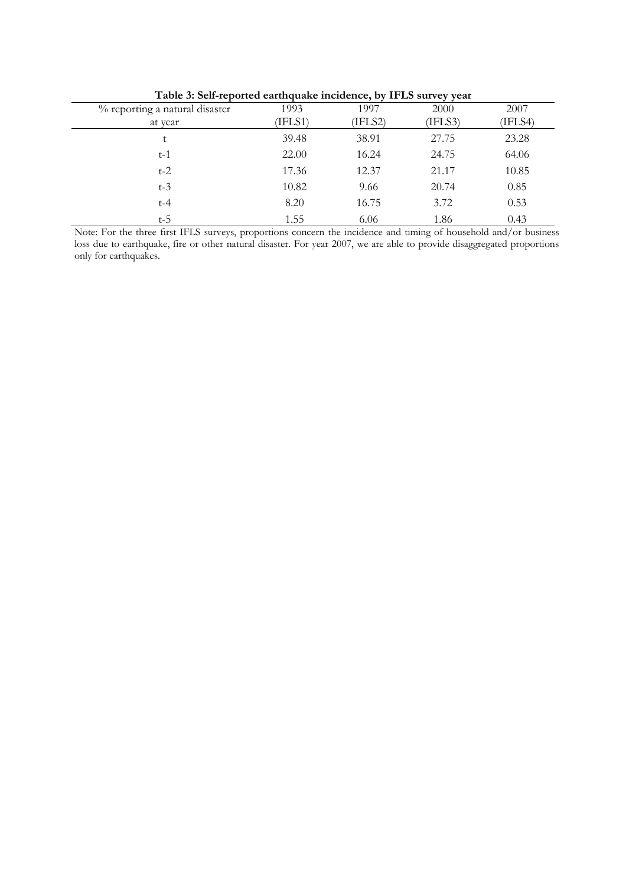**Table 3: Self-reported earthquake incidence, by IFLS survey year**

| % reporting a natural disaster at year | 1993 (IFLS1) | 1997 (IFLS2) | 2000 (IFLS3) | 2007 (IFLS4) |
|---|---|---|---|---|
| t | 39.48 | 38.91 | 27.75 | 23.28 |
| t-1 | 22.00 | 16.24 | 24.75 | 64.06 |
| t-2 | 17.36 | 12.37 | 21.17 | 10.85 |
| t-3 | 10.82 | 9.66 | 20.74 | 0.85 |
| t-4 | 8.20 | 16.75 | 3.72 | 0.53 |
| t-5 | 1.55 | 6.06 | 1.86 | 0.43 |

Note: For the three first IFLS surveys, proportions concern the incidence and timing of household and/or business loss due to earthquake, fire or other natural disaster. For year 2007, we are able to provide disaggregated proportions only for earthquakes.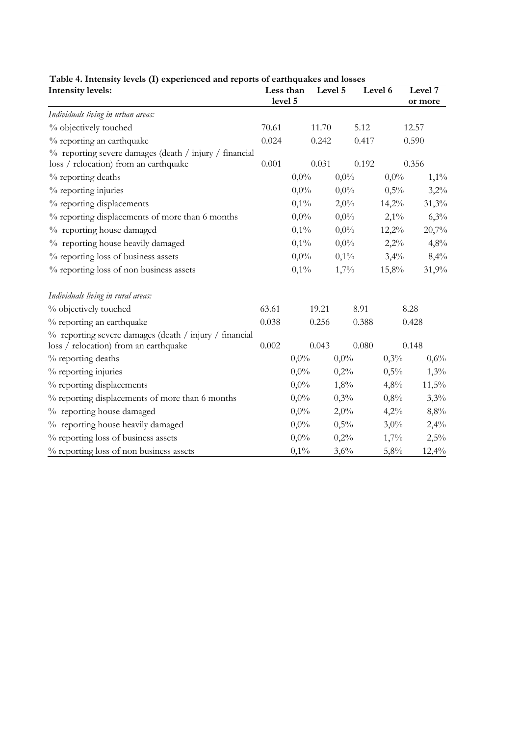**Table 4. Intensity levels (I) experienced and reports of earthquakes and losses**

| Intensity levels: | Less than level 5 | Level 5 | Level 6 | Level 7 or more |
|---|---|---|---|---|
| *Individuals living in urban areas:* | | | | |
| % objectively touched | 70.61 | 11.70 | 5.12 | 12.57 |
| % reporting an earthquake | 0.024 | 0.242 | 0.417 | 0.590 |
| % reporting severe damages (death / injury / financial loss / relocation) from an earthquake | 0.001 | 0.031 | 0.192 | 0.356 |
| % reporting deaths | 0,0% | 0,0% | 0,0% | 1,1% |
| % reporting injuries | 0,0% | 0,0% | 0,5% | 3,2% |
| % reporting displacements | 0,1% | 2,0% | 14,2% | 31,3% |
| % reporting displacements of more than 6 months | 0,0% | 0,0% | 2,1% | 6,3% |
| % reporting house damaged | 0,1% | 0,0% | 12,2% | 20,7% |
| % reporting house heavily damaged | 0,1% | 0,0% | 2,2% | 4,8% |
| % reporting loss of business assets | 0,0% | 0,1% | 3,4% | 8,4% |
| % reporting loss of non business assets | 0,1% | 1,7% | 15,8% | 31,9% |
| *Individuals living in rural areas:* | | | | |
| % objectively touched | 63.61 | 19.21 | 8.91 | 8.28 |
| % reporting an earthquake | 0.038 | 0.256 | 0.388 | 0.428 |
| % reporting severe damages (death / injury / financial loss / relocation) from an earthquake | 0.002 | 0.043 | 0.080 | 0.148 |
| % reporting deaths | 0,0% | 0,0% | 0,3% | 0,6% |
| % reporting injuries | 0,0% | 0,2% | 0,5% | 1,3% |
| % reporting displacements | 0,0% | 1,8% | 4,8% | 11,5% |
| % reporting displacements of more than 6 months | 0,0% | 0,3% | 0,8% | 3,3% |
| % reporting house damaged | 0,0% | 2,0% | 4,2% | 8,8% |
| % reporting house heavily damaged | 0,0% | 0,5% | 3,0% | 2,4% |
| % reporting loss of business assets | 0,0% | 0,2% | 1,7% | 2,5% |
| % reporting loss of non business assets | 0,1% | 3,6% | 5,8% | 12,4% |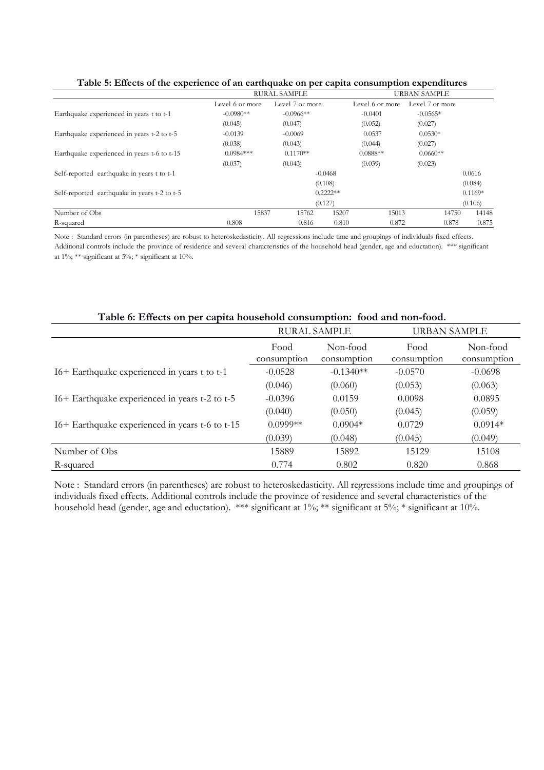**Table 5: Effects of the experience of an earthquake on per capita consumption expenditures**

| | RURAL SAMPLE | | | URBAN SAMPLE | | |
|---|---|---|---|---|---|---|
| | Level 6 or more | Level 7 or more | | Level 6 or more | Level 7 or more | |
| Earthquake experienced in years t to t-1 | -0.0980** | -0.0966** | | -0.0401 | -0.0565* | |
| | (0.045) | (0.047) | | (0.052) | (0.027) | |
| Earthquake experienced in years t-2 to t-5 | -0.0139 | -0.0069 | | 0.0537 | 0.0530* | |
| | (0.038) | (0.043) | | (0.044) | (0.027) | |
| Earthquake experienced in years t-6 to t-15 | 0.0984*** | 0.1170** | | 0.0888** | 0.0660** | |
| | (0.037) | (0.043) | | (0.039) | (0.023) | |
| Self-reported earthquake in years t to t-1 | | | -0.0468 | | | 0.0616 |
| | | | (0.108) | | | (0.084) |
| Self-reported earthquake in years t-2 to t-5 | | | 0.2222** | | | 0.1169* |
| | | | (0.127) | | | (0.106) |
| Number of Obs | 15837 | 15762 | 15207 | 15013 | 14750 | 14148 |
| R-squared | 0.808 | 0.816 | 0.810 | 0.872 | 0.878 | 0.875 |

Note : Standard errors (in parentheses) are robust to heteroskedasticity. All regressions include time and groupings of individuals fixed effects. Additional controls include the province of residence and several characteristics of the household head (gender, age and eductation). *** significant at 1%; ** significant at 5%; * significant at 10%.

**Table 6: Effects on per capita household consumption: food and non-food.**

| | RURAL SAMPLE | | URBAN SAMPLE | |
|---|---|---|---|---|
| | Food consumption | Non-food consumption | Food consumption | Non-food consumption |
| I6+ Earthquake experienced in years t to t-1 | -0.0528 | -0.1340** | -0.0570 | -0.0698 |
| | (0.046) | (0.060) | (0.053) | (0.063) |
| I6+ Earthquake experienced in years t-2 to t-5 | -0.0396 | 0.0159 | 0.0098 | 0.0895 |
| | (0.040) | (0.050) | (0.045) | (0.059) |
| I6+ Earthquake experienced in years t-6 to t-15 | 0.0999** | 0.0904* | 0.0729 | 0.0914* |
| | (0.039) | (0.048) | (0.045) | (0.049) |
| Number of Obs | 15889 | 15892 | 15129 | 15108 |
| R-squared | 0.774 | 0.802 | 0.820 | 0.868 |

Note : Standard errors (in parentheses) are robust to heteroskedasticity. All regressions include time and groupings of individuals fixed effects. Additional controls include the province of residence and several characteristics of the household head (gender, age and eductation). *** significant at 1%; ** significant at 5%; * significant at 10%.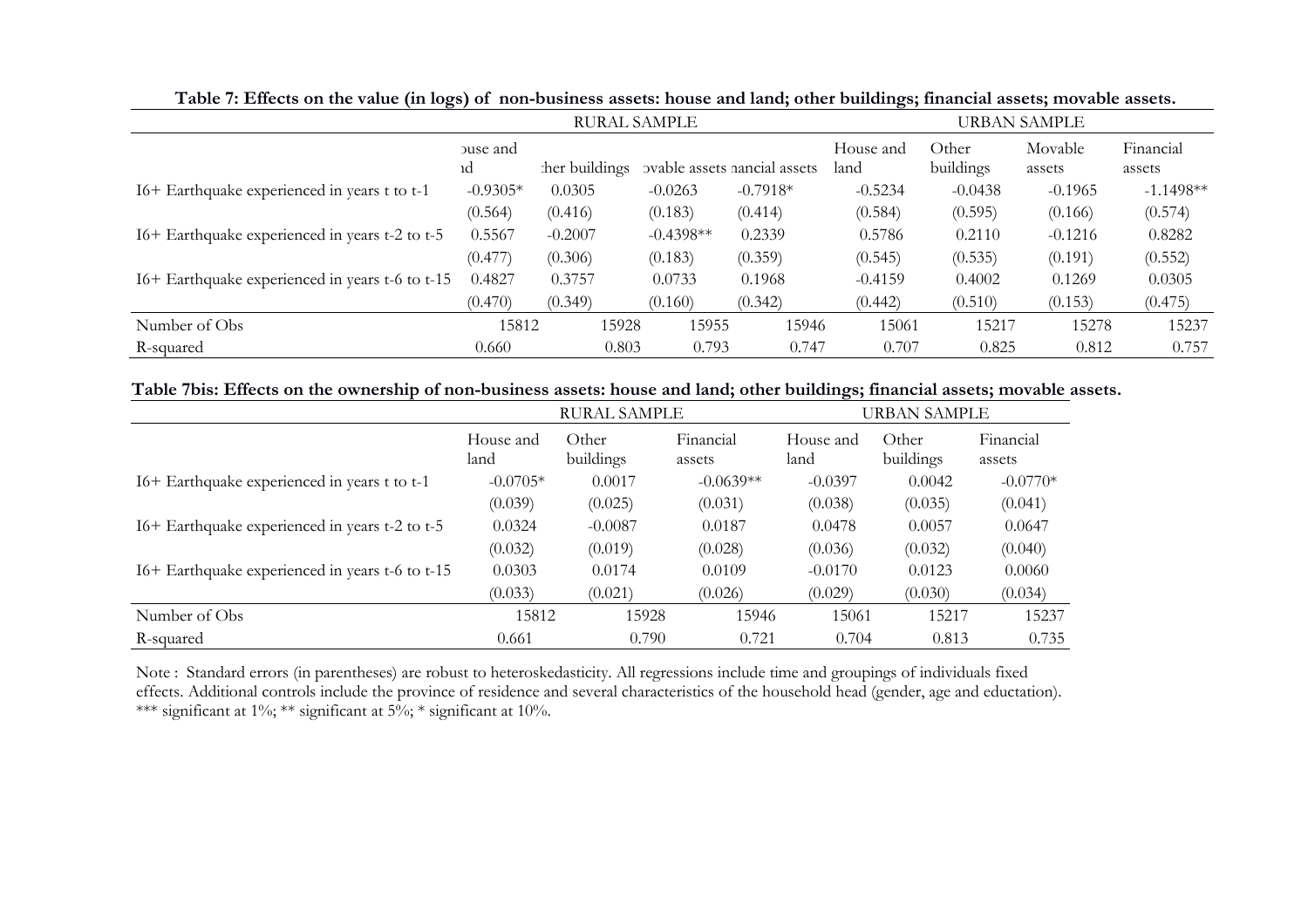**Table 7: Effects on the value (in logs) of non-business assets: house and land; other buildings; financial assets; movable assets.**

| | RURAL SAMPLE | | | | URBAN SAMPLE | | | |
|---|---|---|---|---|---|---|---|---|
| | ouse and nd | her buildings | ovable assets | nancial assets | House and land | Other buildings | Movable assets | Financial assets |
| I6+ Earthquake experienced in years t to t-1 | -0.9305* | 0.0305 | -0.0263 | -0.7918* | -0.5234 | -0.0438 | -0.1965 | -1.1498** |
| | (0.564) | (0.416) | (0.183) | (0.414) | (0.584) | (0.595) | (0.166) | (0.574) |
| I6+ Earthquake experienced in years t-2 to t-5 | 0.5567 | -0.2007 | -0.4398** | 0.2339 | 0.5786 | 0.2110 | -0.1216 | 0.8282 |
| | (0.477) | (0.306) | (0.183) | (0.359) | (0.545) | (0.535) | (0.191) | (0.552) |
| I6+ Earthquake experienced in years t-6 to t-15 | 0.4827 | 0.3757 | 0.0733 | 0.1968 | -0.4159 | 0.4002 | 0.1269 | 0.0305 |
| | (0.470) | (0.349) | (0.160) | (0.342) | (0.442) | (0.510) | (0.153) | (0.475) |
| Number of Obs | 15812 | 15928 | 15955 | 15946 | 15061 | 15217 | 15278 | 15237 |
| R-squared | 0.660 | 0.803 | 0.793 | 0.747 | 0.707 | 0.825 | 0.812 | 0.757 |

**Table 7bis: Effects on the ownership of non-business assets: house and land; other buildings; financial assets; movable assets.**

| | RURAL SAMPLE | | | URBAN SAMPLE | | |
|---|---|---|---|---|---|---|
| | House and land | Other buildings | Financial assets | House and land | Other buildings | Financial assets |
| I6+ Earthquake experienced in years t to t-1 | -0.0705* | 0.0017 | -0.0639** | -0.0397 | 0.0042 | -0.0770* |
| | (0.039) | (0.025) | (0.031) | (0.038) | (0.035) | (0.041) |
| I6+ Earthquake experienced in years t-2 to t-5 | 0.0324 | -0.0087 | 0.0187 | 0.0478 | 0.0057 | 0.0647 |
| | (0.032) | (0.019) | (0.028) | (0.036) | (0.032) | (0.040) |
| I6+ Earthquake experienced in years t-6 to t-15 | 0.0303 | 0.0174 | 0.0109 | -0.0170 | 0.0123 | 0.0060 |
| | (0.033) | (0.021) | (0.026) | (0.029) | (0.030) | (0.034) |
| Number of Obs | 15812 | 15928 | 15946 | 15061 | 15217 | 15237 |
| R-squared | 0.661 | 0.790 | 0.721 | 0.704 | 0.813 | 0.735 |

Note : Standard errors (in parentheses) are robust to heteroskedasticity. All regressions include time and groupings of individuals fixed effects. Additional controls include the province of residence and several characteristics of the household head (gender, age and eductation). *** significant at 1%; ** significant at 5%; * significant at 10%.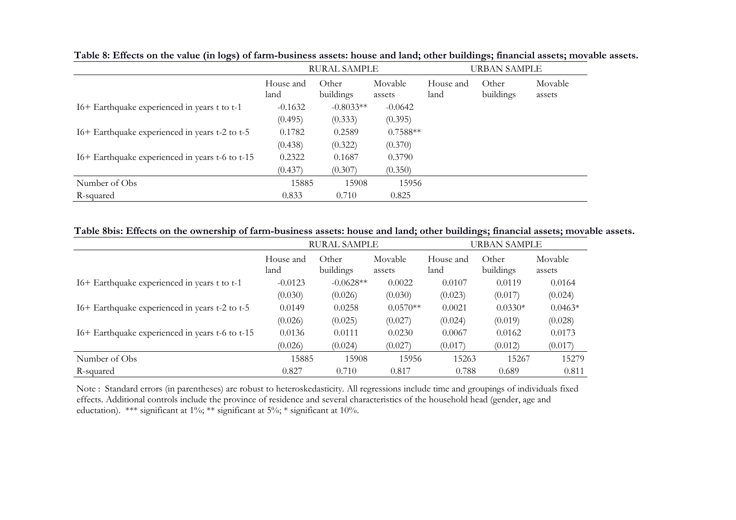**Table 8: Effects on the value (in logs) of farm-business assets: house and land; other buildings; financial assets; movable assets.**

| | RURAL SAMPLE | | | URBAN SAMPLE | | |
|---|---|---|---|---|---|---|
| | House and land | Other buildings | Movable assets | House and land | Other buildings | Movable assets |
| I6+ Earthquake experienced in years t to t-1 | -0.1632 | -0.8033** | -0.0642 | | | |
| | (0.495) | (0.333) | (0.395) | | | |
| I6+ Earthquake experienced in years t-2 to t-5 | 0.1782 | 0.2589 | 0.7588** | | | |
| | (0.438) | (0.322) | (0.370) | | | |
| I6+ Earthquake experienced in years t-6 to t-15 | 0.2322 | 0.1687 | 0.3790 | | | |
| | (0.437) | (0.307) | (0.350) | | | |
| Number of Obs | 15885 | 15908 | 15956 | | | |
| R-squared | 0.833 | 0.710 | 0.825 | | | |

**Table 8bis: Effects on the ownership of farm-business assets: house and land; other buildings; financial assets; movable assets.**

| | RURAL SAMPLE | | | URBAN SAMPLE | | |
|---|---|---|---|---|---|---|
| | House and land | Other buildings | Movable assets | House and land | Other buildings | Movable assets |
| I6+ Earthquake experienced in years t to t-1 | -0.0123 | -0.0628** | 0.0022 | 0.0107 | 0.0119 | 0.0164 |
| | (0.030) | (0.026) | (0.030) | (0.023) | (0.017) | (0.024) |
| I6+ Earthquake experienced in years t-2 to t-5 | 0.0149 | 0.0258 | 0.0570** | 0.0021 | 0.0330* | 0.0463* |
| | (0.026) | (0.025) | (0.027) | (0.024) | (0.019) | (0.028) |
| I6+ Earthquake experienced in years t-6 to t-15 | 0.0136 | 0.0111 | 0.0230 | 0.0067 | 0.0162 | 0.0173 |
| | (0.026) | (0.024) | (0.027) | (0.017) | (0.012) | (0.017) |
| Number of Obs | 15885 | 15908 | 15956 | 15263 | 15267 | 15279 |
| R-squared | 0.827 | 0.710 | 0.817 | 0.788 | 0.689 | 0.811 |

Note : Standard errors (in parentheses) are robust to heteroskedasticity. All regressions include time and groupings of individuals fixed effects. Additional controls include the province of residence and several characteristics of the household head (gender, age and eductation). *** significant at 1%; ** significant at 5%; * significant at 10%.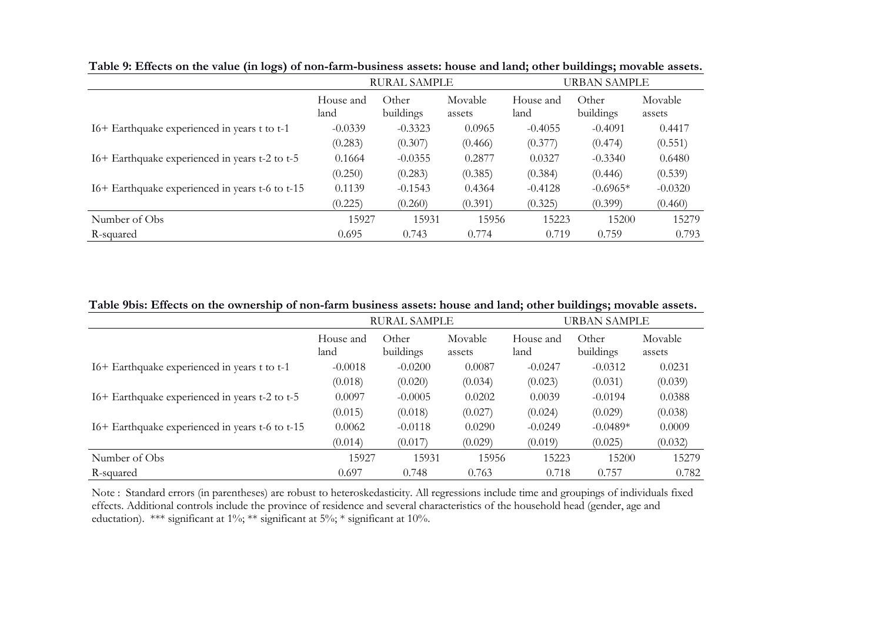**Table 9: Effects on the value (in logs) of non-farm-business assets: house and land; other buildings; movable assets.**

| | RURAL SAMPLE | | | URBAN SAMPLE | | |
|---|---|---|---|---|---|---|
| | House and land | Other buildings | Movable assets | House and land | Other buildings | Movable assets |
| I6+ Earthquake experienced in years t to t-1 | -0.0339 | -0.3323 | 0.0965 | -0.4055 | -0.4091 | 0.4417 |
| | (0.283) | (0.307) | (0.466) | (0.377) | (0.474) | (0.551) |
| I6+ Earthquake experienced in years t-2 to t-5 | 0.1664 | -0.0355 | 0.2877 | 0.0327 | -0.3340 | 0.6480 |
| | (0.250) | (0.283) | (0.385) | (0.384) | (0.446) | (0.539) |
| I6+ Earthquake experienced in years t-6 to t-15 | 0.1139 | -0.1543 | 0.4364 | -0.4128 | -0.6965* | -0.0320 |
| | (0.225) | (0.260) | (0.391) | (0.325) | (0.399) | (0.460) |
| Number of Obs | 15927 | 15931 | 15956 | 15223 | 15200 | 15279 |
| R-squared | 0.695 | 0.743 | 0.774 | 0.719 | 0.759 | 0.793 |

**Table 9bis: Effects on the ownership of non-farm business assets: house and land; other buildings; movable assets.**

| | RURAL SAMPLE | | | URBAN SAMPLE | | |
|---|---|---|---|---|---|---|
| | House and land | Other buildings | Movable assets | House and land | Other buildings | Movable assets |
| I6+ Earthquake experienced in years t to t-1 | -0.0018 | -0.0200 | 0.0087 | -0.0247 | -0.0312 | 0.0231 |
| | (0.018) | (0.020) | (0.034) | (0.023) | (0.031) | (0.039) |
| I6+ Earthquake experienced in years t-2 to t-5 | 0.0097 | -0.0005 | 0.0202 | 0.0039 | -0.0194 | 0.0388 |
| | (0.015) | (0.018) | (0.027) | (0.024) | (0.029) | (0.038) |
| I6+ Earthquake experienced in years t-6 to t-15 | 0.0062 | -0.0118 | 0.0290 | -0.0249 | -0.0489* | 0.0009 |
| | (0.014) | (0.017) | (0.029) | (0.019) | (0.025) | (0.032) |
| Number of Obs | 15927 | 15931 | 15956 | 15223 | 15200 | 15279 |
| R-squared | 0.697 | 0.748 | 0.763 | 0.718 | 0.757 | 0.782 |

Note : Standard errors (in parentheses) are robust to heteroskedasticity. All regressions include time and groupings of individuals fixed effects. Additional controls include the province of residence and several characteristics of the household head (gender, age and eductation). *** significant at 1%; ** significant at 5%; * significant at 10%.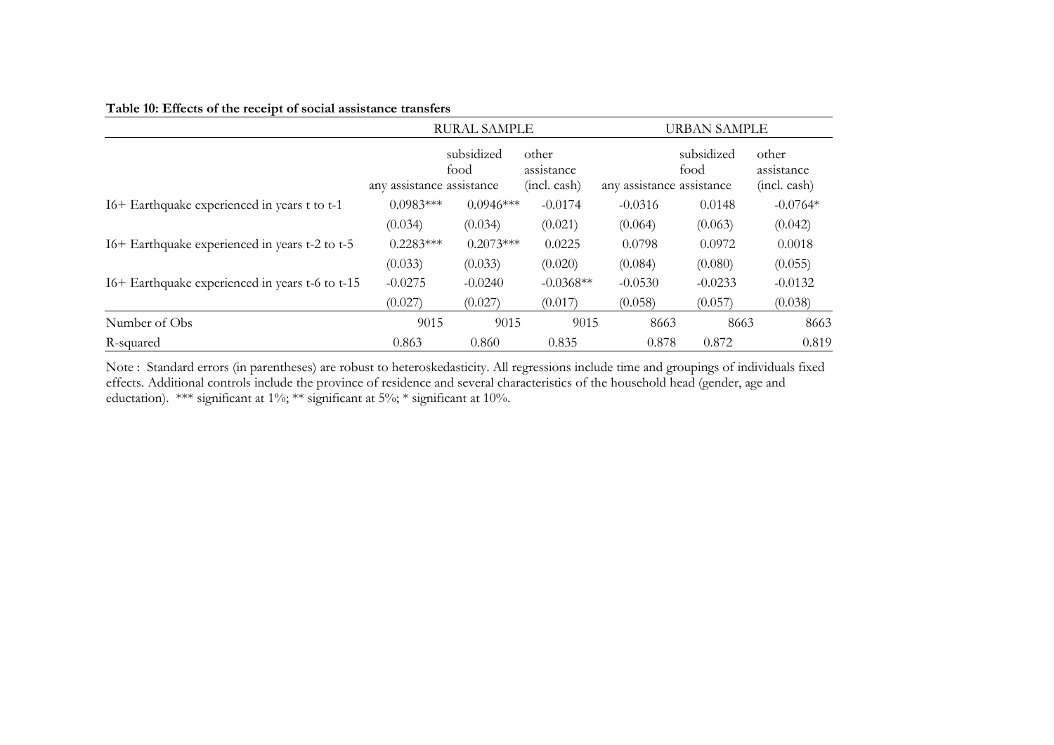**Table 10: Effects of the receipt of social assistance transfers**

| | RURAL SAMPLE | | | URBAN SAMPLE | | |
|---|---|---|---|---|---|---|
| | any assistance | subsidized food assistance | other assistance (incl. cash) | any assistance | subsidized food assistance | other assistance (incl. cash) |
| I6+ Earthquake experienced in years t to t-1 | 0.0983*** | 0.0946*** | -0.0174 | -0.0316 | 0.0148 | -0.0764* |
| | (0.034) | (0.034) | (0.021) | (0.064) | (0.063) | (0.042) |
| I6+ Earthquake experienced in years t-2 to t-5 | 0.2283*** | 0.2073*** | 0.0225 | 0.0798 | 0.0972 | 0.0018 |
| | (0.033) | (0.033) | (0.020) | (0.084) | (0.080) | (0.055) |
| I6+ Earthquake experienced in years t-6 to t-15 | -0.0275 | -0.0240 | -0.0368** | -0.0530 | -0.0233 | -0.0132 |
| | (0.027) | (0.027) | (0.017) | (0.058) | (0.057) | (0.038) |
| Number of Obs | 9015 | 9015 | 9015 | 8663 | 8663 | 8663 |
| R-squared | 0.863 | 0.860 | 0.835 | 0.878 | 0.872 | 0.819 |

Note : Standard errors (in parentheses) are robust to heteroskedasticity. All regressions include time and groupings of individuals fixed effects. Additional controls include the province of residence and several characteristics of the household head (gender, age and eductation). *** significant at 1%; ** significant at 5%; * significant at 10%.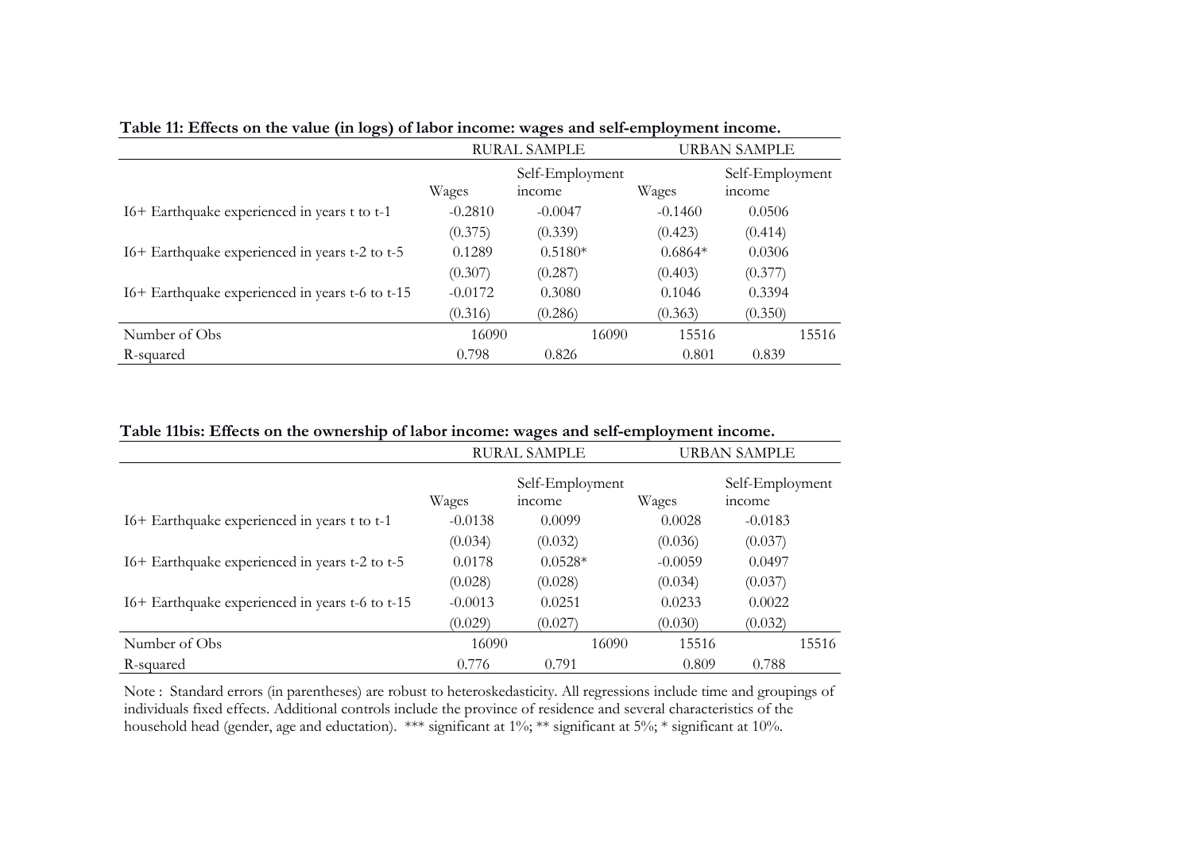**Table 11: Effects on the value (in logs) of labor income: wages and self-employment income.**

| | RURAL SAMPLE | | URBAN SAMPLE | |
|---|---|---|---|---|
| | Wages | Self-Employment income | Wages | Self-Employment income |
| I6+ Earthquake experienced in years t to t-1 | -0.2810 | -0.0047 | -0.1460 | 0.0506 |
| | (0.375) | (0.339) | (0.423) | (0.414) |
| I6+ Earthquake experienced in years t-2 to t-5 | 0.1289 | 0.5180* | 0.6864* | 0.0306 |
| | (0.307) | (0.287) | (0.403) | (0.377) |
| I6+ Earthquake experienced in years t-6 to t-15 | -0.0172 | 0.3080 | 0.1046 | 0.3394 |
| | (0.316) | (0.286) | (0.363) | (0.350) |
| Number of Obs | 16090 | 16090 | 15516 | 15516 |
| R-squared | 0.798 | 0.826 | 0.801 | 0.839 |

**Table 11bis: Effects on the ownership of labor income: wages and self-employment income.**

| | RURAL SAMPLE | | URBAN SAMPLE | |
|---|---|---|---|---|
| | Wages | Self-Employment income | Wages | Self-Employment income |
| I6+ Earthquake experienced in years t to t-1 | -0.0138 | 0.0099 | 0.0028 | -0.0183 |
| | (0.034) | (0.032) | (0.036) | (0.037) |
| I6+ Earthquake experienced in years t-2 to t-5 | 0.0178 | 0.0528* | -0.0059 | 0.0497 |
| | (0.028) | (0.028) | (0.034) | (0.037) |
| I6+ Earthquake experienced in years t-6 to t-15 | -0.0013 | 0.0251 | 0.0233 | 0.0022 |
| | (0.029) | (0.027) | (0.030) | (0.032) |
| Number of Obs | 16090 | 16090 | 15516 | 15516 |
| R-squared | 0.776 | 0.791 | 0.809 | 0.788 |

Note : Standard errors (in parentheses) are robust to heteroskedasticity. All regressions include time and groupings of individuals fixed effects. Additional controls include the province of residence and several characteristics of the household head (gender, age and eductation). *** significant at 1%; ** significant at 5%; * significant at 10%.